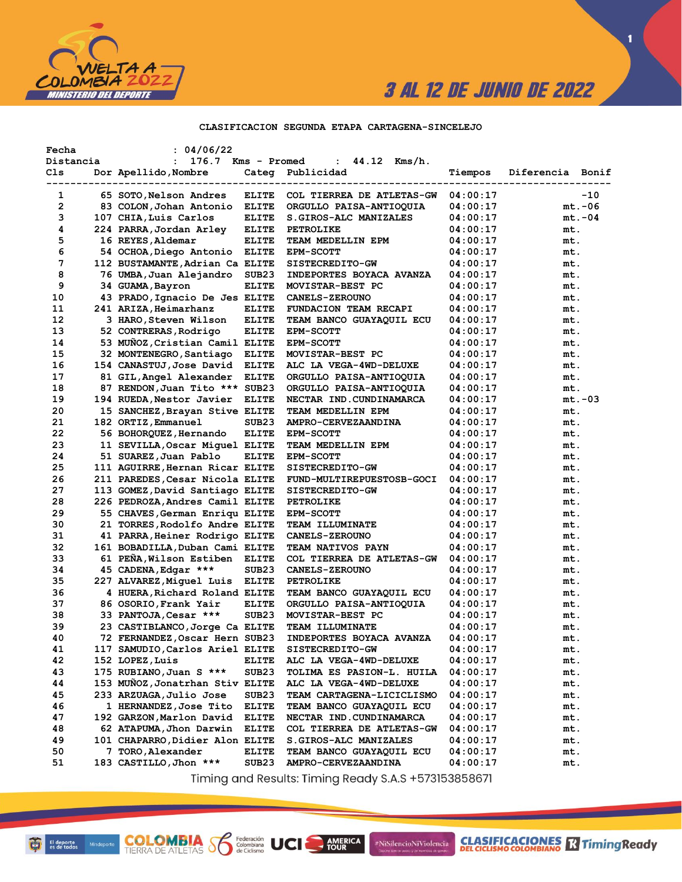3 AL 12 DE JUNIO DE 2022

## CLASIFICACION SEGUNDA ETAPA CARTAGENA-SINCELEJO

Fecha : 04/06/22
Distancia : 176.7 Kms - Promed : 44.12 Kms/h.

| Cls | Dor | Apellido,Nombre | Categ | Publicidad | Tiempos | Diferencia | Bonif |
|---|---|---|---|---|---|---|---|
| 1 | 65 | SOTO,Nelson Andres | ELITE | COL TIERREA DE ATLETAS-GW | 04:00:17 | | -10 |
| 2 | 83 | COLON,Johan Antonio | ELITE | ORGULLO PAISA-ANTIOQUIA | 04:00:17 | mt. | -06 |
| 3 | 107 | CHIA,Luis Carlos | ELITE | S.GIROS-ALC MANIZALES | 04:00:17 | mt. | -04 |
| 4 | 224 | PARRA,Jordan Arley | ELITE | PETROLIKE | 04:00:17 | mt. | |
| 5 | 16 | REYES,Aldemar | ELITE | TEAM MEDELLIN EPM | 04:00:17 | mt. | |
| 6 | 54 | OCHOA,Diego Antonio | ELITE | EPM-SCOTT | 04:00:17 | mt. | |
| 7 | 112 | BUSTAMANTE,Adrian Ca | ELITE | SISTECREDITO-GW | 04:00:17 | mt. | |
| 8 | 76 | UMBA,Juan Alejandro | SUB23 | INDEPORTES BOYACA AVANZA | 04:00:17 | mt. | |
| 9 | 34 | GUAMA,Bayron | ELITE | MOVISTAR-BEST PC | 04:00:17 | mt. | |
| 10 | 43 | PRADO,Ignacio De Jes | ELITE | CANELS-ZEROUNO | 04:00:17 | mt. | |
| 11 | 241 | ARIZA,Heimarhanz | ELITE | FUNDACION TEAM RECAPI | 04:00:17 | mt. | |
| 12 | 3 | HARO,Steven Wilson | ELITE | TEAM BANCO GUAYAQUIL ECU | 04:00:17 | mt. | |
| 13 | 52 | CONTRERAS,Rodrigo | ELITE | EPM-SCOTT | 04:00:17 | mt. | |
| 14 | 53 | MUÑOZ,Cristian Camil | ELITE | EPM-SCOTT | 04:00:17 | mt. | |
| 15 | 32 | MONTENEGRO,Santiago | ELITE | MOVISTAR-BEST PC | 04:00:17 | mt. | |
| 16 | 154 | CANASTUJ,Jose David | ELITE | ALC LA VEGA-4WD-DELUXE | 04:00:17 | mt. | |
| 17 | 81 | GIL,Angel Alexander | ELITE | ORGULLO PAISA-ANTIOQUIA | 04:00:17 | mt. | |
| 18 | 87 | RENDON,Juan Tito *** | SUB23 | ORGULLO PAISA-ANTIOQUIA | 04:00:17 | mt. | |
| 19 | 194 | RUEDA,Nestor Javier | ELITE | NECTAR IND.CUNDINAMARCA | 04:00:17 | mt. | -03 |
| 20 | 15 | SANCHEZ,Brayan Stive | ELITE | TEAM MEDELLIN EPM | 04:00:17 | mt. | |
| 21 | 182 | ORTIZ,Emmanuel | SUB23 | AMPRO-CERVEZAANDINA | 04:00:17 | mt. | |
| 22 | 56 | BOHORQUEZ,Hernando | ELITE | EPM-SCOTT | 04:00:17 | mt. | |
| 23 | 11 | SEVILLA,Oscar Miguel | ELITE | TEAM MEDELLIN EPM | 04:00:17 | mt. | |
| 24 | 51 | SUAREZ,Juan Pablo | ELITE | EPM-SCOTT | 04:00:17 | mt. | |
| 25 | 111 | AGUIRRE,Hernan Ricar | ELITE | SISTECREDITO-GW | 04:00:17 | mt. | |
| 26 | 211 | PAREDES,Cesar Nicola | ELITE | FUND-MULTIREPUESTOSB-GOCI | 04:00:17 | mt. | |
| 27 | 113 | GOMEZ,David Santiago | ELITE | SISTECREDITO-GW | 04:00:17 | mt. | |
| 28 | 226 | PEDROZA,Andres Camil | ELITE | PETROLIKE | 04:00:17 | mt. | |
| 29 | 55 | CHAVES,German Enriqu | ELITE | EPM-SCOTT | 04:00:17 | mt. | |
| 30 | 21 | TORRES,Rodolfo Andre | ELITE | TEAM ILLUMINATE | 04:00:17 | mt. | |
| 31 | 41 | PARRA,Heiner Rodrigo | ELITE | CANELS-ZEROUNO | 04:00:17 | mt. | |
| 32 | 161 | BOBADILLA,Duban Cami | ELITE | TEAM NATIVOS PAYN | 04:00:17 | mt. | |
| 33 | 61 | PEÑA,Wilson Estiben | ELITE | COL TIERREA DE ATLETAS-GW | 04:00:17 | mt. | |
| 34 | 45 | CADENA,Edgar *** | SUB23 | CANELS-ZEROUNO | 04:00:17 | mt. | |
| 35 | 227 | ALVAREZ,Miguel Luis | ELITE | PETROLIKE | 04:00:17 | mt. | |
| 36 | 4 | HUERA,Richard Roland | ELITE | TEAM BANCO GUAYAQUIL ECU | 04:00:17 | mt. | |
| 37 | 86 | OSORIO,Frank Yair | ELITE | ORGULLO PAISA-ANTIOQUIA | 04:00:17 | mt. | |
| 38 | 33 | PANTOJA,Cesar *** | SUB23 | MOVISTAR-BEST PC | 04:00:17 | mt. | |
| 39 | 23 | CASTIBLANCO,Jorge Ca | ELITE | TEAM ILLUMINATE | 04:00:17 | mt. | |
| 40 | 72 | FERNANDEZ,Oscar Hern | SUB23 | INDEPORTES BOYACA AVANZA | 04:00:17 | mt. | |
| 41 | 117 | SAMUDIO,Carlos Ariel | ELITE | SISTECREDITO-GW | 04:00:17 | mt. | |
| 42 | 152 | LOPEZ,Luis | ELITE | ALC LA VEGA-4WD-DELUXE | 04:00:17 | mt. | |
| 43 | 175 | RUBIANO,Juan S *** | SUB23 | TOLIMA ES PASION-L. HUILA | 04:00:17 | mt. | |
| 44 | 153 | MUÑOZ,Jonatrhan Stiv | ELITE | ALC LA VEGA-4WD-DELUXE | 04:00:17 | mt. | |
| 45 | 233 | ARZUAGA,Julio Jose | SUB23 | TEAM CARTAGENA-LICICLISMO | 04:00:17 | mt. | |
| 46 | 1 | HERNANDEZ,Jose Tito | ELITE | TEAM BANCO GUAYAQUIL ECU | 04:00:17 | mt. | |
| 47 | 192 | GARZON,Marlon David | ELITE | NECTAR IND.CUNDINAMARCA | 04:00:17 | mt. | |
| 48 | 62 | ATAPUMA,Jhon Darwin | ELITE | COL TIERREA DE ATLETAS-GW | 04:00:17 | mt. | |
| 49 | 101 | CHAPARRO,Didier Alon | ELITE | S.GIROS-ALC MANIZALES | 04:00:17 | mt. | |
| 50 | 7 | TORO,Alexander | ELITE | TEAM BANCO GUAYAQUIL ECU | 04:00:17 | mt. | |
| 51 | 183 | CASTILLO,Jhon *** | SUB23 | AMPRO-CERVEZAANDINA | 04:00:17 | mt. | |

Timing and Results: Timing Ready S.A.S +573153858671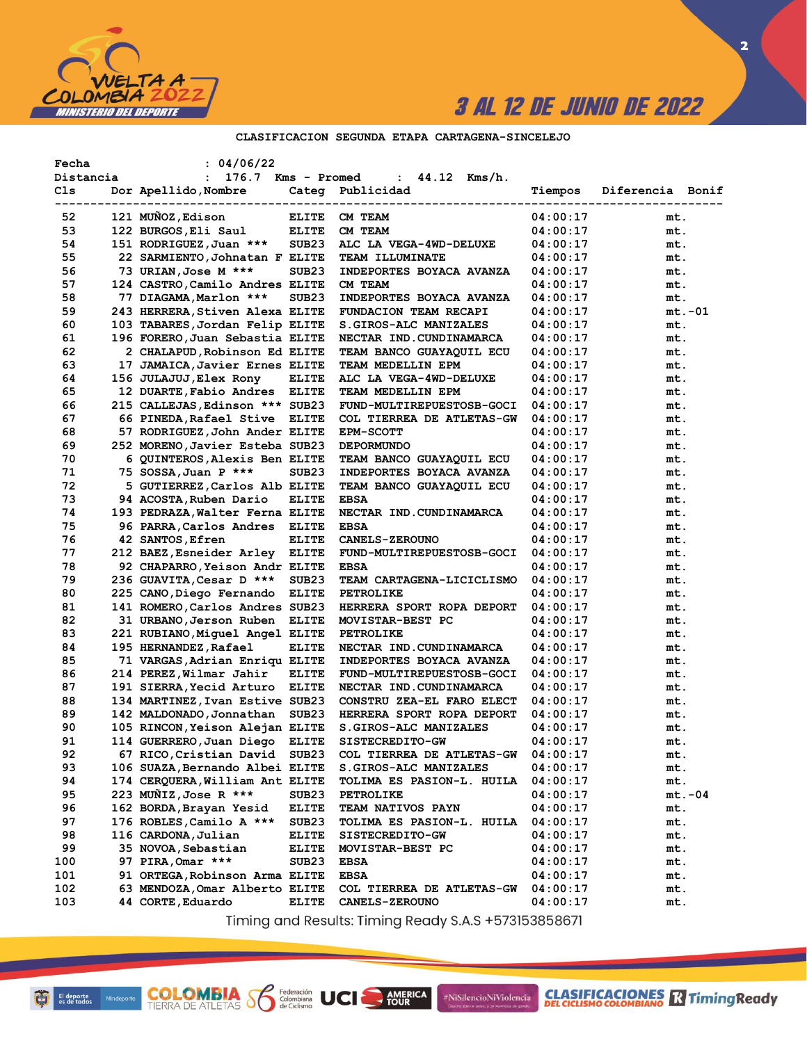3 AL 12 DE JUNIO DE 2022

CLASIFICACION SEGUNDA ETAPA CARTAGENA-SINCELEJO

Fecha : 04/06/22
Distancia : 176.7 Kms - Promed : 44.12 Kms/h.

| Cls | Dor | Apellido,Nombre | Categ | Publicidad | Tiempos | Diferencia | Bonif |
|---|---|---|---|---|---|---|---|
| 52 | 121 | MUÑOZ,Edison | ELITE | CM TEAM | 04:00:17 | mt. | |
| 53 | 122 | BURGOS,Eli Saul | ELITE | CM TEAM | 04:00:17 | mt. | |
| 54 | 151 | RODRIGUEZ,Juan *** | SUB23 | ALC LA VEGA-4WD-DELUXE | 04:00:17 | mt. | |
| 55 | 22 | SARMIENTO,Johnatan F | ELITE | TEAM ILLUMINATE | 04:00:17 | mt. | |
| 56 | 73 | URIAN,Jose M *** | SUB23 | INDEPORTES BOYACA AVANZA | 04:00:17 | mt. | |
| 57 | 124 | CASTRO,Camilo Andres | ELITE | CM TEAM | 04:00:17 | mt. | |
| 58 | 77 | DIAGAMA,Marlon *** | SUB23 | INDEPORTES BOYACA AVANZA | 04:00:17 | mt. | |
| 59 | 243 | HERRERA,Stiven Alexa | ELITE | FUNDACION TEAM RECAPI | 04:00:17 | mt. | -01 |
| 60 | 103 | TABARES,Jordan Felip | ELITE | S.GIROS-ALC MANIZALES | 04:00:17 | mt. | |
| 61 | 196 | FORERO,Juan Sebastia | ELITE | NECTAR IND.CUNDINAMARCA | 04:00:17 | mt. | |
| 62 | 2 | CHALAPUD,Robinson Ed | ELITE | TEAM BANCO GUAYAQUIL ECU | 04:00:17 | mt. | |
| 63 | 17 | JAMAICA,Javier Ernes | ELITE | TEAM MEDELLIN EPM | 04:00:17 | mt. | |
| 64 | 156 | JULAJUJ,Elex Rony | ELITE | ALC LA VEGA-4WD-DELUXE | 04:00:17 | mt. | |
| 65 | 12 | DUARTE,Fabio Andres | ELITE | TEAM MEDELLIN EPM | 04:00:17 | mt. | |
| 66 | 215 | CALLEJAS,Edinson *** | SUB23 | FUND-MULTIREPUESTOSB-GOCI | 04:00:17 | mt. | |
| 67 | 66 | PINEDA,Rafael Stive | ELITE | COL TIERREA DE ATLETAS-GW | 04:00:17 | mt. | |
| 68 | 57 | RODRIGUEZ,John Ander | ELITE | EPM-SCOTT | 04:00:17 | mt. | |
| 69 | 252 | MORENO,Javier Esteba | SUB23 | DEPORMUNDO | 04:00:17 | mt. | |
| 70 | 6 | QUINTEROS,Alexis Ben | ELITE | TEAM BANCO GUAYAQUIL ECU | 04:00:17 | mt. | |
| 71 | 75 | SOSSA,Juan P *** | SUB23 | INDEPORTES BOYACA AVANZA | 04:00:17 | mt. | |
| 72 | 5 | GUTIERREZ,Carlos Alb | ELITE | TEAM BANCO GUAYAQUIL ECU | 04:00:17 | mt. | |
| 73 | 94 | ACOSTA,Ruben Dario | ELITE | EBSA | 04:00:17 | mt. | |
| 74 | 193 | PEDRAZA,Walter Ferna | ELITE | NECTAR IND.CUNDINAMARCA | 04:00:17 | mt. | |
| 75 | 96 | PARRA,Carlos Andres | ELITE | EBSA | 04:00:17 | mt. | |
| 76 | 42 | SANTOS,Efren | ELITE | CANELS-ZEROUNO | 04:00:17 | mt. | |
| 77 | 212 | BAEZ,Esneider Arley | ELITE | FUND-MULTIREPUESTOSB-GOCI | 04:00:17 | mt. | |
| 78 | 92 | CHAPARRO,Yeison Andr | ELITE | EBSA | 04:00:17 | mt. | |
| 79 | 236 | GUAVITA,Cesar D *** | SUB23 | TEAM CARTAGENA-LICICLISMO | 04:00:17 | mt. | |
| 80 | 225 | CANO,Diego Fernando | ELITE | PETROLIKE | 04:00:17 | mt. | |
| 81 | 141 | ROMERO,Carlos Andres | SUB23 | HERRERA SPORT ROPA DEPORT | 04:00:17 | mt. | |
| 82 | 31 | URBANO,Jerson Ruben | ELITE | MOVISTAR-BEST PC | 04:00:17 | mt. | |
| 83 | 221 | RUBIANO,Miguel Angel | ELITE | PETROLIKE | 04:00:17 | mt. | |
| 84 | 195 | HERNANDEZ,Rafael | ELITE | NECTAR IND.CUNDINAMARCA | 04:00:17 | mt. | |
| 85 | 71 | VARGAS,Adrian Enriqu | ELITE | INDEPORTES BOYACA AVANZA | 04:00:17 | mt. | |
| 86 | 214 | PEREZ,Wilmar Jahir | ELITE | FUND-MULTIREPUESTOSB-GOCI | 04:00:17 | mt. | |
| 87 | 191 | SIERRA,Yecid Arturo | ELITE | NECTAR IND.CUNDINAMARCA | 04:00:17 | mt. | |
| 88 | 134 | MARTINEZ,Ivan Estive | SUB23 | CONSTRU ZEA-EL FARO ELECT | 04:00:17 | mt. | |
| 89 | 142 | MALDONADO,Jonnathan | SUB23 | HERRERA SPORT ROPA DEPORT | 04:00:17 | mt. | |
| 90 | 105 | RINCON,Yeison Alejan | ELITE | S.GIROS-ALC MANIZALES | 04:00:17 | mt. | |
| 91 | 114 | GUERRERO,Juan Diego | ELITE | SISTECREDITO-GW | 04:00:17 | mt. | |
| 92 | 67 | RICO,Cristian David | SUB23 | COL TIERREA DE ATLETAS-GW | 04:00:17 | mt. | |
| 93 | 106 | SUAZA,Bernando Albei | ELITE | S.GIROS-ALC MANIZALES | 04:00:17 | mt. | |
| 94 | 174 | CERQUERA,William Ant | ELITE | TOLIMA ES PASION-L. HUILA | 04:00:17 | mt. | |
| 95 | 223 | MUÑIZ,Jose R *** | SUB23 | PETROLIKE | 04:00:17 | mt. | -04 |
| 96 | 162 | BORDA,Brayan Yesid | ELITE | TEAM NATIVOS PAYN | 04:00:17 | mt. | |
| 97 | 176 | ROBLES,Camilo A *** | SUB23 | TOLIMA ES PASION-L. HUILA | 04:00:17 | mt. | |
| 98 | 116 | CARDONA,Julian | ELITE | SISTECREDITO-GW | 04:00:17 | mt. | |
| 99 | 35 | NOVOA,Sebastian | ELITE | MOVISTAR-BEST PC | 04:00:17 | mt. | |
| 100 | 97 | PIRA,Omar *** | SUB23 | EBSA | 04:00:17 | mt. | |
| 101 | 91 | ORTEGA,Robinson Arma | ELITE | EBSA | 04:00:17 | mt. | |
| 102 | 63 | MENDOZA,Omar Alberto | ELITE | COL TIERREA DE ATLETAS-GW | 04:00:17 | mt. | |
| 103 | 44 | CORTE,Eduardo | ELITE | CANELS-ZEROUNO | 04:00:17 | mt. | |

Timing and Results: Timing Ready S.A.S +573153858671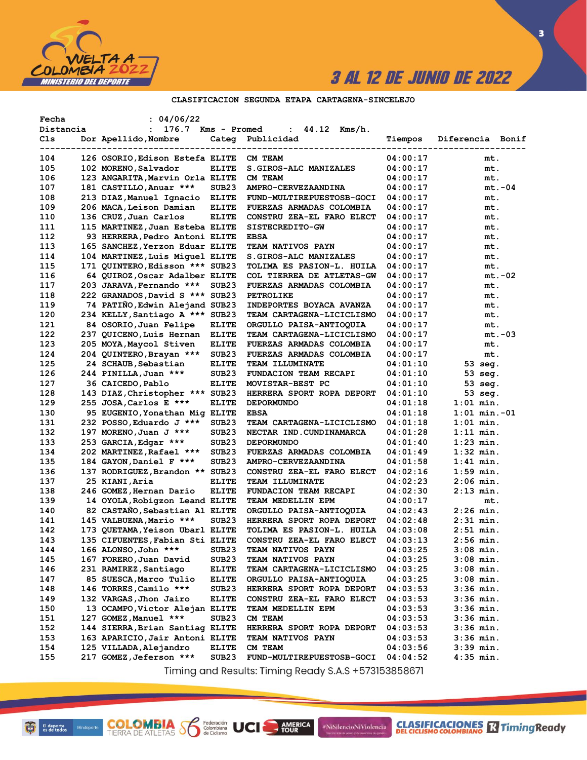3 AL 12 DE JUNIO DE 2022

## CLASIFICACION SEGUNDA ETAPA CARTAGENA-SINCELEJO

Fecha : 04/06/22
Distancia : 176.7 Kms - Promed : 44.12 Kms/h.

| Cls | Dor | Apellido,Nombre | Categ | Publicidad | Tiempos | Diferencia | Bonif |
|---|---|---|---|---|---|---|---|
| 104 | 126 | OSORIO,Edison Estefa | ELITE | CM TEAM | 04:00:17 | mt. | |
| 105 | 102 | MORENO,Salvador | ELITE | S.GIROS-ALC MANIZALES | 04:00:17 | mt. | |
| 106 | 123 | ANGARITA,Marvin Orla | ELITE | CM TEAM | 04:00:17 | mt. | |
| 107 | 181 | CASTILLO,Anuar *** | SUB23 | AMPRO-CERVEZAANDINA | 04:00:17 | mt. | -04 |
| 108 | 213 | DIAZ,Manuel Ignacio | ELITE | FUND-MULTIREPUESTOSB-GOCI | 04:00:17 | mt. | |
| 109 | 206 | MACA,Leison Damian | ELITE | FUERZAS ARMADAS COLOMBIA | 04:00:17 | mt. | |
| 110 | 136 | CRUZ,Juan Carlos | ELITE | CONSTRU ZEA-EL FARO ELECT | 04:00:17 | mt. | |
| 111 | 115 | MARTINEZ,Juan Esteba | ELITE | SISTECREDITO-GW | 04:00:17 | mt. | |
| 112 | 93 | HERRERA,Pedro Antoni | ELITE | EBSA | 04:00:17 | mt. | |
| 113 | 165 | SANCHEZ,Yerzon Eduar | ELITE | TEAM NATIVOS PAYN | 04:00:17 | mt. | |
| 114 | 104 | MARTINEZ,Luis Miguel | ELITE | S.GIROS-ALC MANIZALES | 04:00:17 | mt. | |
| 115 | 171 | QUINTERO,Edisson *** | SUB23 | TOLIMA ES PASION-L. HUILA | 04:00:17 | mt. | |
| 116 | 64 | QUIROZ,Oscar Adalber | ELITE | COL TIERREA DE ATLETAS-GW | 04:00:17 | mt. | -02 |
| 117 | 203 | JARAVA,Fernando *** | SUB23 | FUERZAS ARMADAS COLOMBIA | 04:00:17 | mt. | |
| 118 | 222 | GRANADOS,David S *** | SUB23 | PETROLIKE | 04:00:17 | mt. | |
| 119 | 74 | PATIÑO,Edwin Alejand | SUB23 | INDEPORTES BOYACA AVANZA | 04:00:17 | mt. | |
| 120 | 234 | KELLY,Santiago A *** | SUB23 | TEAM CARTAGENA-LICICLISMO | 04:00:17 | mt. | |
| 121 | 84 | OSORIO,Juan Felipe | ELITE | ORGULLO PAISA-ANTIOQUIA | 04:00:17 | mt. | |
| 122 | 237 | QUICENO,Luis Hernan | ELITE | TEAM CARTAGENA-LICICLISMO | 04:00:17 | mt. | -03 |
| 123 | 205 | MOYA,Maycol Stiven | ELITE | FUERZAS ARMADAS COLOMBIA | 04:00:17 | mt. | |
| 124 | 204 | QUINTERO,Brayan *** | SUB23 | FUERZAS ARMADAS COLOMBIA | 04:00:17 | mt. | |
| 125 | 24 | SCHAUB,Sebastian | ELITE | TEAM ILLUMINATE | 04:01:10 | 53 seg. | |
| 126 | 244 | PINILLA,Juan *** | SUB23 | FUNDACION TEAM RECAPI | 04:01:10 | 53 seg. | |
| 127 | 36 | CAICEDO,Pablo | ELITE | MOVISTAR-BEST PC | 04:01:10 | 53 seg. | |
| 128 | 143 | DIAZ,Christopher *** | SUB23 | HERRERA SPORT ROPA DEPORT | 04:01:10 | 53 seg. | |
| 129 | 255 | JOSA,Carlos E *** | ELITE | DEPORMUNDO | 04:01:18 | 1:01 min. | |
| 130 | 95 | EUGENIO,Yonathan Mig | ELITE | EBSA | 04:01:18 | 1:01 min. | -01 |
| 131 | 232 | POSSO,Eduardo J *** | SUB23 | TEAM CARTAGENA-LICICLISMO | 04:01:18 | 1:01 min. | |
| 132 | 197 | MORENO,Juan J *** | SUB23 | NECTAR IND.CUNDINAMARCA | 04:01:28 | 1:11 min. | |
| 133 | 253 | GARCIA,Edgar *** | SUB23 | DEPORMUNDO | 04:01:40 | 1:23 min. | |
| 134 | 202 | MARTINEZ,Rafael *** | SUB23 | FUERZAS ARMADAS COLOMBIA | 04:01:49 | 1:32 min. | |
| 135 | 184 | GAYON,Daniel F *** | SUB23 | AMPRO-CERVEZAANDINA | 04:01:58 | 1:41 min. | |
| 136 | 137 | RODRIGUEZ,Brandon ** | SUB23 | CONSTRU ZEA-EL FARO ELECT | 04:02:16 | 1:59 min. | |
| 137 | 25 | KIANI,Aria | ELITE | TEAM ILLUMINATE | 04:02:23 | 2:06 min. | |
| 138 | 246 | GOMEZ,Hernan Dario | ELITE | FUNDACION TEAM RECAPI | 04:02:30 | 2:13 min. | |
| 139 | 14 | OYOLA,Robigzon Leand | ELITE | TEAM MEDELLIN EPM | 04:00:17 | mt. | |
| 140 | 82 | CASTAÑO,Sebastian Al | ELITE | ORGULLO PAISA-ANTIOQUIA | 04:02:43 | 2:26 min. | |
| 141 | 145 | VALBUENA,Mario *** | SUB23 | HERRERA SPORT ROPA DEPORT | 04:02:48 | 2:31 min. | |
| 142 | 173 | QUETAMA,Yeison Ubarl | ELITE | TOLIMA ES PASION-L. HUILA | 04:03:08 | 2:51 min. | |
| 143 | 135 | CIFUENTES,Fabian Sti | ELITE | CONSTRU ZEA-EL FARO ELECT | 04:03:13 | 2:56 min. | |
| 144 | 166 | ALONSO,John *** | SUB23 | TEAM NATIVOS PAYN | 04:03:25 | 3:08 min. | |
| 145 | 167 | FORERO,Juan David | SUB23 | TEAM NATIVOS PAYN | 04:03:25 | 3:08 min. | |
| 146 | 231 | RAMIREZ,Santiago | ELITE | TEAM CARTAGENA-LICICLISMO | 04:03:25 | 3:08 min. | |
| 147 | 85 | SUESCA,Marco Tulio | ELITE | ORGULLO PAISA-ANTIOQUIA | 04:03:25 | 3:08 min. | |
| 148 | 146 | TORRES,Camilo *** | SUB23 | HERRERA SPORT ROPA DEPORT | 04:03:53 | 3:36 min. | |
| 149 | 132 | VARGAS,Jhon Jairo | ELITE | CONSTRU ZEA-EL FARO ELECT | 04:03:53 | 3:36 min. | |
| 150 | 13 | OCAMPO,Victor Alejan | ELITE | TEAM MEDELLIN EPM | 04:03:53 | 3:36 min. | |
| 151 | 127 | GOMEZ,Manuel *** | SUB23 | CM TEAM | 04:03:53 | 3:36 min. | |
| 152 | 144 | SIERRA,Brian Santiag | ELITE | HERRERA SPORT ROPA DEPORT | 04:03:53 | 3:36 min. | |
| 153 | 163 | APARICIO,Jair Antoni | ELITE | TEAM NATIVOS PAYN | 04:03:53 | 3:36 min. | |
| 154 | 125 | VILLADA,Alejandro | ELITE | CM TEAM | 04:03:56 | 3:39 min. | |
| 155 | 217 | GOMEZ,Jeferson *** | SUB23 | FUND-MULTIREPUESTOSB-GOCI | 04:04:52 | 4:35 min. | |

Timing and Results: Timing Ready S.A.S +573153858671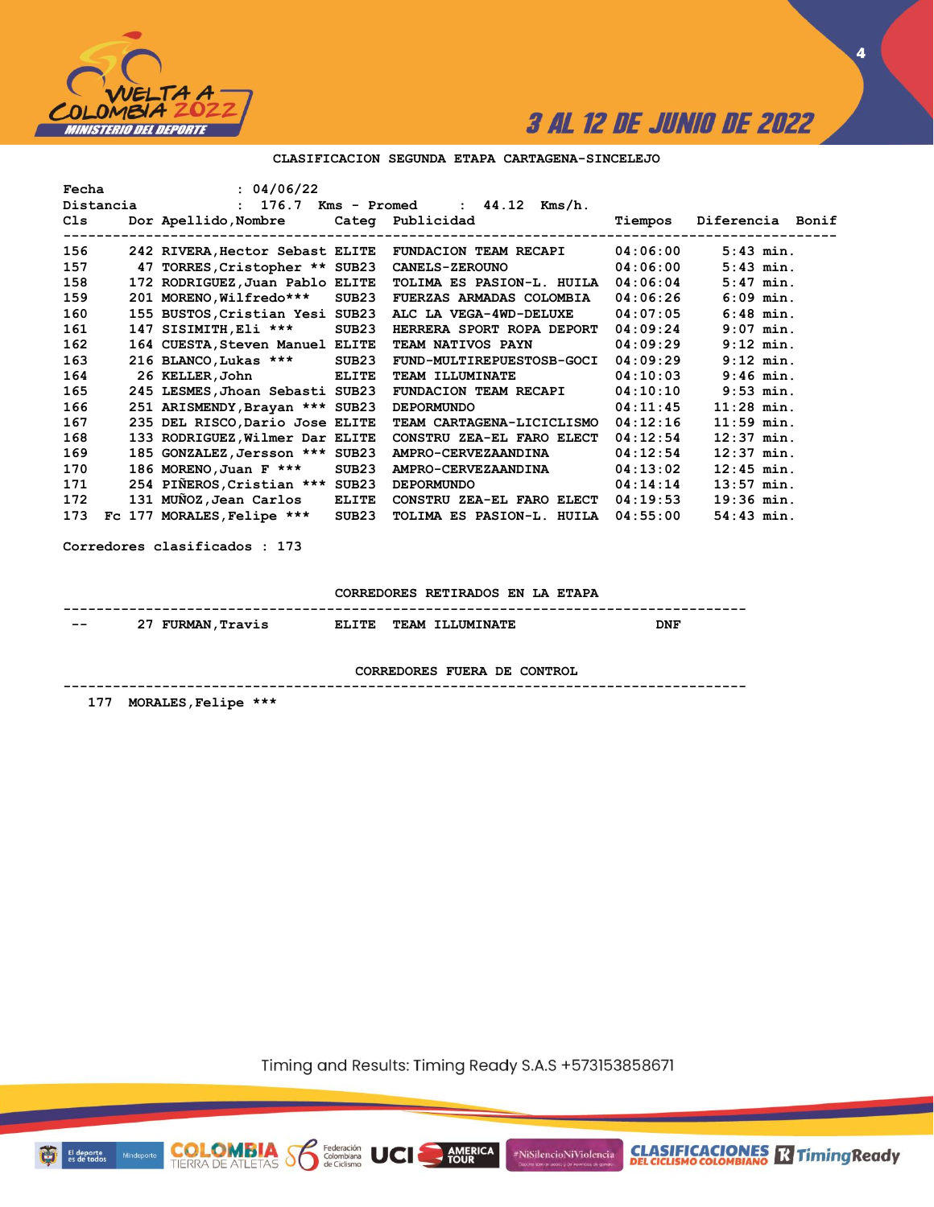## CLASIFICACION SEGUNDA ETAPA CARTAGENA-SINCELEJO

Fecha : 04/06/22
Distancia : 176.7 Kms - Promed : 44.12 Kms/h.

| Cls | | Dor | Apellido,Nombre | Categ | Publicidad | Tiempos | Diferencia | Bonif |
|---|---|---|---|---|---|---|---|---|
| 156 | | 242 | RIVERA,Hector Sebast | ELITE | FUNDACION TEAM RECAPI | 04:06:00 | 5:43 min. | |
| 157 | | 47 | TORRES,Cristopher ** | SUB23 | CANELS-ZEROUNO | 04:06:00 | 5:43 min. | |
| 158 | | 172 | RODRIGUEZ,Juan Pablo | ELITE | TOLIMA ES PASION-L. HUILA | 04:06:04 | 5:47 min. | |
| 159 | | 201 | MORENO,Wilfredo*** | SUB23 | FUERZAS ARMADAS COLOMBIA | 04:06:26 | 6:09 min. | |
| 160 | | 155 | BUSTOS,Cristian Yesi | SUB23 | ALC LA VEGA-4WD-DELUXE | 04:07:05 | 6:48 min. | |
| 161 | | 147 | SISIMITH,Eli *** | SUB23 | HERRERA SPORT ROPA DEPORT | 04:09:24 | 9:07 min. | |
| 162 | | 164 | CUESTA,Steven Manuel | ELITE | TEAM NATIVOS PAYN | 04:09:29 | 9:12 min. | |
| 163 | | 216 | BLANCO,Lukas *** | SUB23 | FUND-MULTIREPUESTOSB-GOCI | 04:09:29 | 9:12 min. | |
| 164 | | 26 | KELLER,John | ELITE | TEAM ILLUMINATE | 04:10:03 | 9:46 min. | |
| 165 | | 245 | LESMES,Jhoan Sebasti | SUB23 | FUNDACION TEAM RECAPI | 04:10:10 | 9:53 min. | |
| 166 | | 251 | ARISMENDY,Brayan *** | SUB23 | DEPORMUNDO | 04:11:45 | 11:28 min. | |
| 167 | | 235 | DEL RISCO,Dario Jose | ELITE | TEAM CARTAGENA-LICICLISMO | 04:12:16 | 11:59 min. | |
| 168 | | 133 | RODRIGUEZ,Wilmer Dar | ELITE | CONSTRU ZEA-EL FARO ELECT | 04:12:54 | 12:37 min. | |
| 169 | | 185 | GONZALEZ,Jersson *** | SUB23 | AMPRO-CERVEZAANDINA | 04:12:54 | 12:37 min. | |
| 170 | | 186 | MORENO,Juan F *** | SUB23 | AMPRO-CERVEZAANDINA | 04:13:02 | 12:45 min. | |
| 171 | | 254 | PIÑEROS,Cristian *** | SUB23 | DEPORMUNDO | 04:14:14 | 13:57 min. | |
| 172 | | 131 | MUÑOZ,Jean Carlos | ELITE | CONSTRU ZEA-EL FARO ELECT | 04:19:53 | 19:36 min. | |
| 173 | Fc | 177 | MORALES,Felipe *** | SUB23 | TOLIMA ES PASION-L. HUILA | 04:55:00 | 54:43 min. | |

Corredores clasificados : 173

### CORREDORES RETIRADOS EN LA ETAPA

| | Dor | Apellido,Nombre | Categ | Publicidad | |
|---|---|---|---|---|---|
| -- | 27 | FURMAN,Travis | ELITE | TEAM ILLUMINATE | DNF |

### CORREDORES FUERA DE CONTROL

177 MORALES,Felipe ***

Timing and Results: Timing Ready S.A.S +573153858671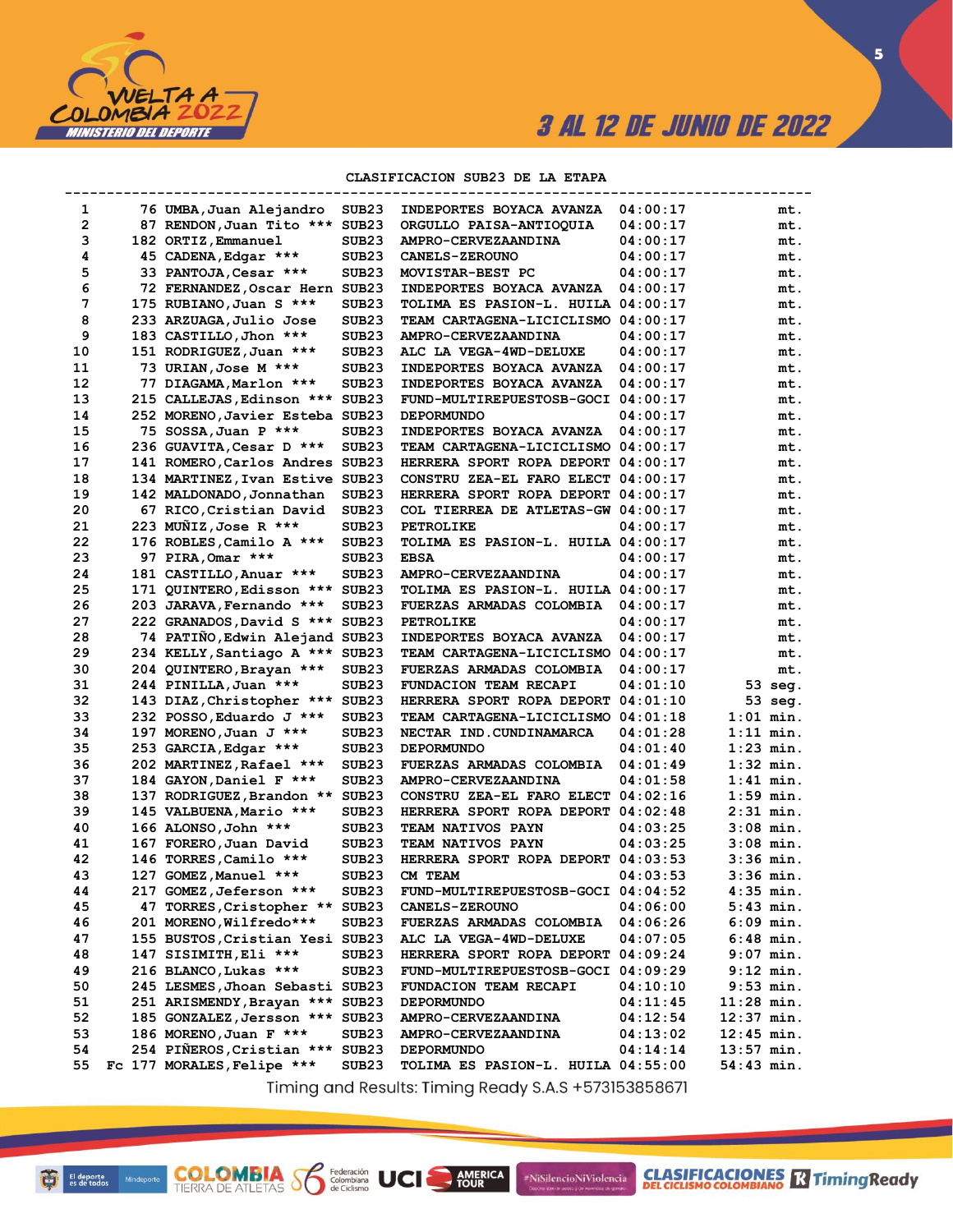## CLASIFICACION SUB23 DE LA ETAPA

| Pos | | Dorsal | Nombre | Cat | Equipo | Tiempo | Dif |
|---|---|---|---|---|---|---|---|
| 1 | | 76 | UMBA,Juan Alejandro | SUB23 | INDEPORTES BOYACA AVANZA | 04:00:17 | mt. |
| 2 | | 87 | RENDON,Juan Tito *** | SUB23 | ORGULLO PAISA-ANTIOQUIA | 04:00:17 | mt. |
| 3 | | 182 | ORTIZ,Emmanuel | SUB23 | AMPRO-CERVEZAANDINA | 04:00:17 | mt. |
| 4 | | 45 | CADENA,Edgar *** | SUB23 | CANELS-ZEROUNO | 04:00:17 | mt. |
| 5 | | 33 | PANTOJA,Cesar *** | SUB23 | MOVISTAR-BEST PC | 04:00:17 | mt. |
| 6 | | 72 | FERNANDEZ,Oscar Hern | SUB23 | INDEPORTES BOYACA AVANZA | 04:00:17 | mt. |
| 7 | | 175 | RUBIANO,Juan S *** | SUB23 | TOLIMA ES PASION-L. HUILA | 04:00:17 | mt. |
| 8 | | 233 | ARZUAGA,Julio Jose | SUB23 | TEAM CARTAGENA-LICICLISMO | 04:00:17 | mt. |
| 9 | | 183 | CASTILLO,Jhon *** | SUB23 | AMPRO-CERVEZAANDINA | 04:00:17 | mt. |
| 10 | | 151 | RODRIGUEZ,Juan *** | SUB23 | ALC LA VEGA-4WD-DELUXE | 04:00:17 | mt. |
| 11 | | 73 | URIAN,Jose M *** | SUB23 | INDEPORTES BOYACA AVANZA | 04:00:17 | mt. |
| 12 | | 77 | DIAGAMA,Marlon *** | SUB23 | INDEPORTES BOYACA AVANZA | 04:00:17 | mt. |
| 13 | | 215 | CALLEJAS,Edinson *** | SUB23 | FUND-MULTIREPUESTOSB-GOCI | 04:00:17 | mt. |
| 14 | | 252 | MORENO,Javier Esteba | SUB23 | DEPORMUNDO | 04:00:17 | mt. |
| 15 | | 75 | SOSSA,Juan P *** | SUB23 | INDEPORTES BOYACA AVANZA | 04:00:17 | mt. |
| 16 | | 236 | GUAVITA,Cesar D *** | SUB23 | TEAM CARTAGENA-LICICLISMO | 04:00:17 | mt. |
| 17 | | 141 | ROMERO,Carlos Andres | SUB23 | HERRERA SPORT ROPA DEPORT | 04:00:17 | mt. |
| 18 | | 134 | MARTINEZ,Ivan Estive | SUB23 | CONSTRU ZEA-EL FARO ELECT | 04:00:17 | mt. |
| 19 | | 142 | MALDONADO,Jonnathan | SUB23 | HERRERA SPORT ROPA DEPORT | 04:00:17 | mt. |
| 20 | | 67 | RICO,Cristian David | SUB23 | COL TIERREA DE ATLETAS-GW | 04:00:17 | mt. |
| 21 | | 223 | MUÑIZ,Jose R *** | SUB23 | PETROLIKE | 04:00:17 | mt. |
| 22 | | 176 | ROBLES,Camilo A *** | SUB23 | TOLIMA ES PASION-L. HUILA | 04:00:17 | mt. |
| 23 | | 97 | PIRA,Omar *** | SUB23 | EBSA | 04:00:17 | mt. |
| 24 | | 181 | CASTILLO,Anuar *** | SUB23 | AMPRO-CERVEZAANDINA | 04:00:17 | mt. |
| 25 | | 171 | QUINTERO,Edisson *** | SUB23 | TOLIMA ES PASION-L. HUILA | 04:00:17 | mt. |
| 26 | | 203 | JARAVA,Fernando *** | SUB23 | FUERZAS ARMADAS COLOMBIA | 04:00:17 | mt. |
| 27 | | 222 | GRANADOS,David S *** | SUB23 | PETROLIKE | 04:00:17 | mt. |
| 28 | | 74 | PATIÑO,Edwin Alejand | SUB23 | INDEPORTES BOYACA AVANZA | 04:00:17 | mt. |
| 29 | | 234 | KELLY,Santiago A *** | SUB23 | TEAM CARTAGENA-LICICLISMO | 04:00:17 | mt. |
| 30 | | 204 | QUINTERO,Brayan *** | SUB23 | FUERZAS ARMADAS COLOMBIA | 04:00:17 | mt. |
| 31 | | 244 | PINILLA,Juan *** | SUB23 | FUNDACION TEAM RECAPI | 04:01:10 | 53 seg. |
| 32 | | 143 | DIAZ,Christopher *** | SUB23 | HERRERA SPORT ROPA DEPORT | 04:01:10 | 53 seg. |
| 33 | | 232 | POSSO,Eduardo J *** | SUB23 | TEAM CARTAGENA-LICICLISMO | 04:01:18 | 1:01 min. |
| 34 | | 197 | MORENO,Juan J *** | SUB23 | NECTAR IND.CUNDINAMARCA | 04:01:28 | 1:11 min. |
| 35 | | 253 | GARCIA,Edgar *** | SUB23 | DEPORMUNDO | 04:01:40 | 1:23 min. |
| 36 | | 202 | MARTINEZ,Rafael *** | SUB23 | FUERZAS ARMADAS COLOMBIA | 04:01:49 | 1:32 min. |
| 37 | | 184 | GAYON,Daniel F *** | SUB23 | AMPRO-CERVEZAANDINA | 04:01:58 | 1:41 min. |
| 38 | | 137 | RODRIGUEZ,Brandon ** | SUB23 | CONSTRU ZEA-EL FARO ELECT | 04:02:16 | 1:59 min. |
| 39 | | 145 | VALBUENA,Mario *** | SUB23 | HERRERA SPORT ROPA DEPORT | 04:02:48 | 2:31 min. |
| 40 | | 166 | ALONSO,John *** | SUB23 | TEAM NATIVOS PAYN | 04:03:25 | 3:08 min. |
| 41 | | 167 | FORERO,Juan David | SUB23 | TEAM NATIVOS PAYN | 04:03:25 | 3:08 min. |
| 42 | | 146 | TORRES,Camilo *** | SUB23 | HERRERA SPORT ROPA DEPORT | 04:03:53 | 3:36 min. |
| 43 | | 127 | GOMEZ,Manuel *** | SUB23 | CM TEAM | 04:03:53 | 3:36 min. |
| 44 | | 217 | GOMEZ,Jeferson *** | SUB23 | FUND-MULTIREPUESTOSB-GOCI | 04:04:52 | 4:35 min. |
| 45 | | 47 | TORRES,Cristopher ** | SUB23 | CANELS-ZEROUNO | 04:06:00 | 5:43 min. |
| 46 | | 201 | MORENO,Wilfredo*** | SUB23 | FUERZAS ARMADAS COLOMBIA | 04:06:26 | 6:09 min. |
| 47 | | 155 | BUSTOS,Cristian Yesi | SUB23 | ALC LA VEGA-4WD-DELUXE | 04:07:05 | 6:48 min. |
| 48 | | 147 | SISIMITH,Eli *** | SUB23 | HERRERA SPORT ROPA DEPORT | 04:09:24 | 9:07 min. |
| 49 | | 216 | BLANCO,Lukas *** | SUB23 | FUND-MULTIREPUESTOSB-GOCI | 04:09:29 | 9:12 min. |
| 50 | | 245 | LESMES,Jhoan Sebasti | SUB23 | FUNDACION TEAM RECAPI | 04:10:10 | 9:53 min. |
| 51 | | 251 | ARISMENDY,Brayan *** | SUB23 | DEPORMUNDO | 04:11:45 | 11:28 min. |
| 52 | | 185 | GONZALEZ,Jersson *** | SUB23 | AMPRO-CERVEZAANDINA | 04:12:54 | 12:37 min. |
| 53 | | 186 | MORENO,Juan F *** | SUB23 | AMPRO-CERVEZAANDINA | 04:13:02 | 12:45 min. |
| 54 | | 254 | PIÑEROS,Cristian *** | SUB23 | DEPORMUNDO | 04:14:14 | 13:57 min. |
| 55 | Fc | 177 | MORALES,Felipe *** | SUB23 | TOLIMA ES PASION-L. HUILA | 04:55:00 | 54:43 min. |

Timing and Results: Timing Ready S.A.S +573153858671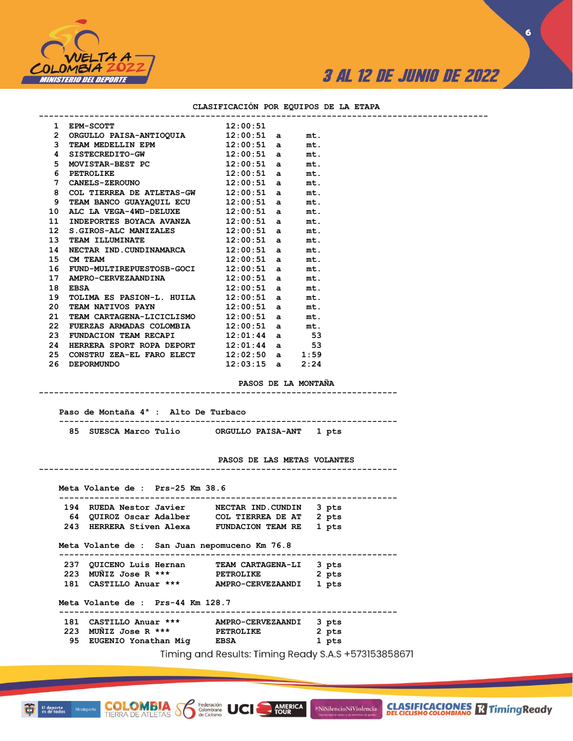## CLASIFICACIÓN POR EQUIPOS DE LA ETAPA

| | | | | |
|---|---|---|---|---|
| 1 | EPM-SCOTT | 12:00:51 | | |
| 2 | ORGULLO PAISA-ANTIOQUIA | 12:00:51 | a | mt. |
| 3 | TEAM MEDELLIN EPM | 12:00:51 | a | mt. |
| 4 | SISTECREDITO-GW | 12:00:51 | a | mt. |
| 5 | MOVISTAR-BEST PC | 12:00:51 | a | mt. |
| 6 | PETROLIKE | 12:00:51 | a | mt. |
| 7 | CANELS-ZEROUNO | 12:00:51 | a | mt. |
| 8 | COL TIERREA DE ATLETAS-GW | 12:00:51 | a | mt. |
| 9 | TEAM BANCO GUAYAQUIL ECU | 12:00:51 | a | mt. |
| 10 | ALC LA VEGA-4WD-DELUXE | 12:00:51 | a | mt. |
| 11 | INDEPORTES BOYACA AVANZA | 12:00:51 | a | mt. |
| 12 | S.GIROS-ALC MANIZALES | 12:00:51 | a | mt. |
| 13 | TEAM ILLUMINATE | 12:00:51 | a | mt. |
| 14 | NECTAR IND.CUNDINAMARCA | 12:00:51 | a | mt. |
| 15 | CM TEAM | 12:00:51 | a | mt. |
| 16 | FUND-MULTIREPUESTOSB-GOCI | 12:00:51 | a | mt. |
| 17 | AMPRO-CERVEZAANDINA | 12:00:51 | a | mt. |
| 18 | EBSA | 12:00:51 | a | mt. |
| 19 | TOLIMA ES PASION-L. HUILA | 12:00:51 | a | mt. |
| 20 | TEAM NATIVOS PAYN | 12:00:51 | a | mt. |
| 21 | TEAM CARTAGENA-LICICLISMO | 12:00:51 | a | mt. |
| 22 | FUERZAS ARMADAS COLOMBIA | 12:00:51 | a | mt. |
| 23 | FUNDACION TEAM RECAPI | 12:01:44 | a | 53 |
| 24 | HERRERA SPORT ROPA DEPORT | 12:01:44 | a | 53 |
| 25 | CONSTRU ZEA-EL FARO ELECT | 12:02:50 | a | 1:59 |
| 26 | DEPORMUNDO | 12:03:15 | a | 2:24 |

## PASOS DE LA MONTAÑA

**Paso de Montaña 4ª : Alto De Turbaco**

| | | | |
|---|---|---|---|
| 85 | SUESCA Marco Tulio | ORGULLO PAISA-ANT | 1 pts |

## PASOS DE LAS METAS VOLANTES

**Meta Volante de : Prs-25 Km 38.6**

| | | | |
|---|---|---|---|
| 194 | RUEDA Nestor Javier | NECTAR IND.CUNDIN | 3 pts |
| 64 | QUIROZ Oscar Adalber | COL TIERREA DE AT | 2 pts |
| 243 | HERRERA Stiven Alexa | FUNDACION TEAM RE | 1 pts |

**Meta Volante de : San Juan nepomuceno Km 76.8**

| | | | |
|---|---|---|---|
| 237 | QUICENO Luis Hernan | TEAM CARTAGENA-LI | 3 pts |
| 223 | MUÑIZ Jose R *** | PETROLIKE | 2 pts |
| 181 | CASTILLO Anuar *** | AMPRO-CERVEZAANDI | 1 pts |

**Meta Volante de : Prs-44 Km 128.7**

| | | | |
|---|---|---|---|
| 181 | CASTILLO Anuar *** | AMPRO-CERVEZAANDI | 3 pts |
| 223 | MUÑIZ Jose R *** | PETROLIKE | 2 pts |
| 95 | EUGENIO Yonathan Mig | EBSA | 1 pts |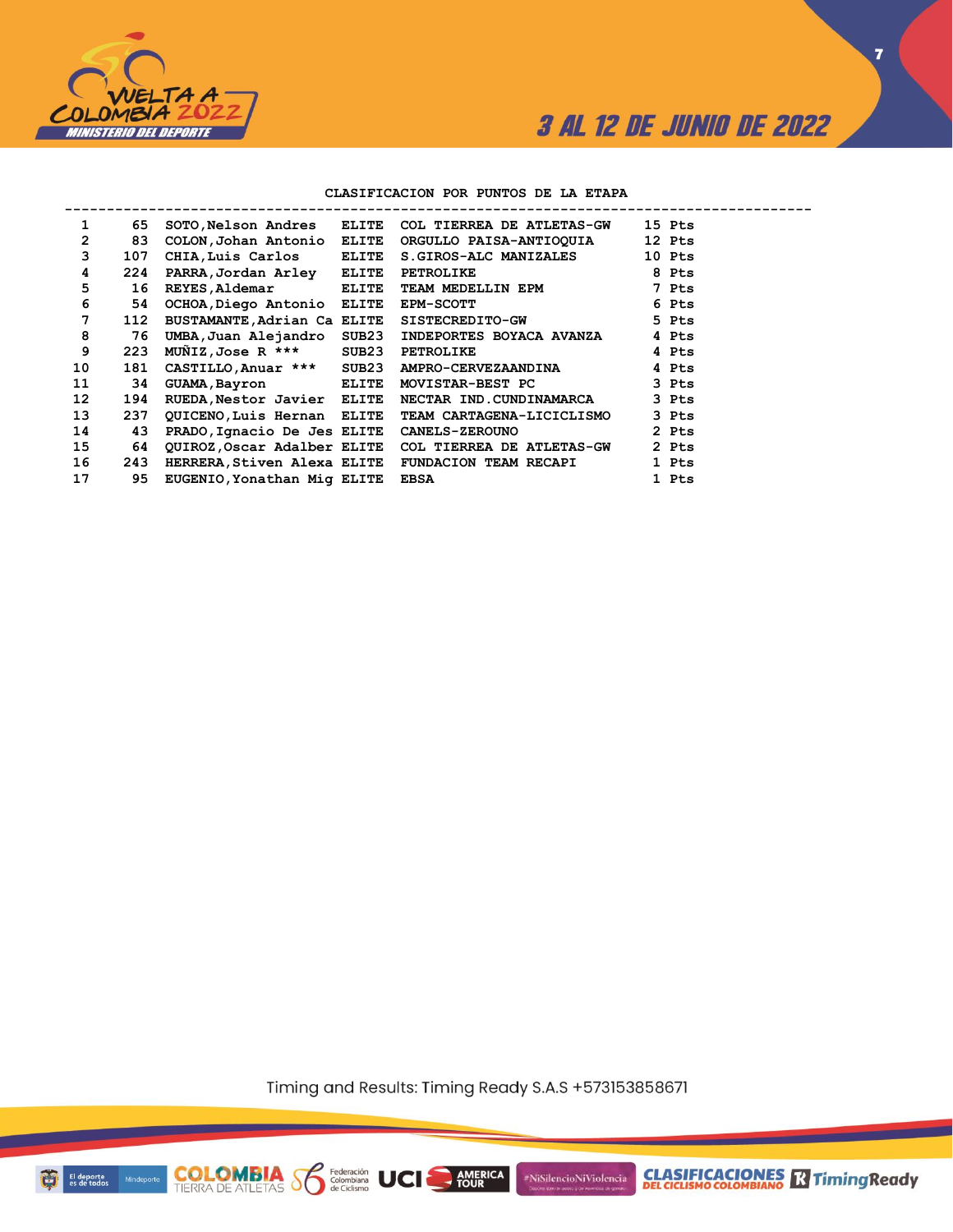## CLASIFICACION POR PUNTOS DE LA ETAPA

| | | | | | |
|---|---|---|---|---|---|
| 1 | 65 | SOTO,Nelson Andres | ELITE | COL TIERREA DE ATLETAS-GW | 15 Pts |
| 2 | 83 | COLON,Johan Antonio | ELITE | ORGULLO PAISA-ANTIOQUIA | 12 Pts |
| 3 | 107 | CHIA,Luis Carlos | ELITE | S.GIROS-ALC MANIZALES | 10 Pts |
| 4 | 224 | PARRA,Jordan Arley | ELITE | PETROLIKE | 8 Pts |
| 5 | 16 | REYES,Aldemar | ELITE | TEAM MEDELLIN EPM | 7 Pts |
| 6 | 54 | OCHOA,Diego Antonio | ELITE | EPM-SCOTT | 6 Pts |
| 7 | 112 | BUSTAMANTE,Adrian Ca | ELITE | SISTECREDITO-GW | 5 Pts |
| 8 | 76 | UMBA,Juan Alejandro | SUB23 | INDEPORTES BOYACA AVANZA | 4 Pts |
| 9 | 223 | MUÑIZ,Jose R *** | SUB23 | PETROLIKE | 4 Pts |
| 10 | 181 | CASTILLO,Anuar *** | SUB23 | AMPRO-CERVEZAANDINA | 4 Pts |
| 11 | 34 | GUAMA,Bayron | ELITE | MOVISTAR-BEST PC | 3 Pts |
| 12 | 194 | RUEDA,Nestor Javier | ELITE | NECTAR IND.CUNDINAMARCA | 3 Pts |
| 13 | 237 | QUICENO,Luis Hernan | ELITE | TEAM CARTAGENA-LICICLISMO | 3 Pts |
| 14 | 43 | PRADO,Ignacio De Jes | ELITE | CANELS-ZEROUNO | 2 Pts |
| 15 | 64 | QUIROZ,Oscar Adalber | ELITE | COL TIERREA DE ATLETAS-GW | 2 Pts |
| 16 | 243 | HERRERA,Stiven Alexa | ELITE | FUNDACION TEAM RECAPI | 1 Pts |
| 17 | 95 | EUGENIO,Yonathan Mig | ELITE | EBSA | 1 Pts |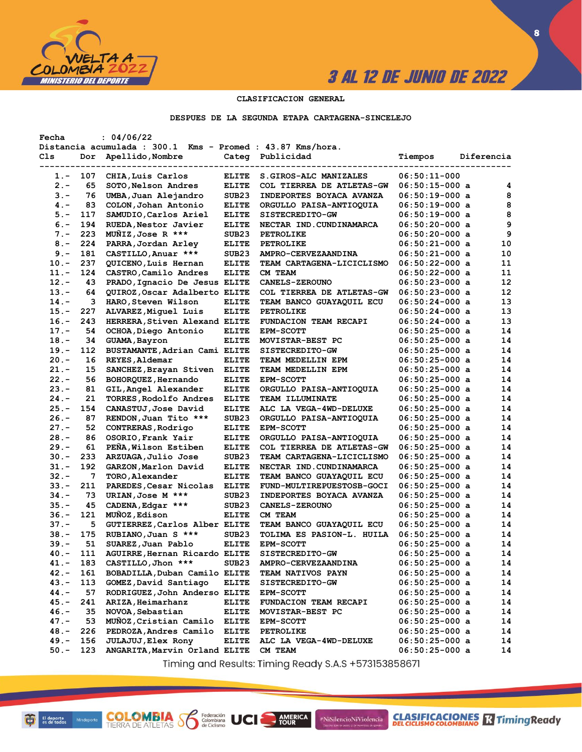3 AL 12 DE JUNIO DE 2022

## CLASIFICACION GENERAL

### DESPUES DE LA SEGUNDA ETAPA CARTAGENA-SINCELEJO

Fecha : 04/06/22
Distancia acumulada : 300.1 Kms - Promed : 43.87 Kms/hora.

| Cls | Dor | Apellido,Nombre | Categ | Publicidad | Tiempos | | Diferencia |
|---|---|---|---|---|---|---|---|
| 1.- | 107 | CHIA,Luis Carlos | ELITE | S.GIROS-ALC MANIZALES | 06:50:11-000 | | |
| 2.- | 65 | SOTO,Nelson Andres | ELITE | COL TIERREA DE ATLETAS-GW | 06:50:15-000 | a | 4 |
| 3.- | 76 | UMBA,Juan Alejandro | SUB23 | INDEPORTES BOYACA AVANZA | 06:50:19-000 | a | 8 |
| 4.- | 83 | COLON,Johan Antonio | ELITE | ORGULLO PAISA-ANTIOQUIA | 06:50:19-000 | a | 8 |
| 5.- | 117 | SAMUDIO,Carlos Ariel | ELITE | SISTECREDITO-GW | 06:50:19-000 | a | 8 |
| 6.- | 194 | RUEDA,Nestor Javier | ELITE | NECTAR IND.CUNDINAMARCA | 06:50:20-000 | a | 9 |
| 7.- | 223 | MUÑIZ,Jose R *** | SUB23 | PETROLIKE | 06:50:20-000 | a | 9 |
| 8.- | 224 | PARRA,Jordan Arley | ELITE | PETROLIKE | 06:50:21-000 | a | 10 |
| 9.- | 181 | CASTILLO,Anuar *** | SUB23 | AMPRO-CERVEZAANDINA | 06:50:21-000 | a | 10 |
| 10.- | 237 | QUICENO,Luis Hernan | ELITE | TEAM CARTAGENA-LICICLISMO | 06:50:22-000 | a | 11 |
| 11.- | 124 | CASTRO,Camilo Andres | ELITE | CM TEAM | 06:50:22-000 | a | 11 |
| 12.- | 43 | PRADO,Ignacio De Jesus | ELITE | CANELS-ZEROUNO | 06:50:23-000 | a | 12 |
| 13.- | 64 | QUIROZ,Oscar Adalberto | ELITE | COL TIERREA DE ATLETAS-GW | 06:50:23-000 | a | 12 |
| 14.- | 3 | HARO,Steven Wilson | ELITE | TEAM BANCO GUAYAQUIL ECU | 06:50:24-000 | a | 13 |
| 15.- | 227 | ALVAREZ,Miguel Luis | ELITE | PETROLIKE | 06:50:24-000 | a | 13 |
| 16.- | 243 | HERRERA,Stiven Alexand | ELITE | FUNDACION TEAM RECAPI | 06:50:24-000 | a | 13 |
| 17.- | 54 | OCHOA,Diego Antonio | ELITE | EPM-SCOTT | 06:50:25-000 | a | 14 |
| 18.- | 34 | GUAMA,Bayron | ELITE | MOVISTAR-BEST PC | 06:50:25-000 | a | 14 |
| 19.- | 112 | BUSTAMANTE,Adrian Cami | ELITE | SISTECREDITO-GW | 06:50:25-000 | a | 14 |
| 20.- | 16 | REYES,Aldemar | ELITE | TEAM MEDELLIN EPM | 06:50:25-000 | a | 14 |
| 21.- | 15 | SANCHEZ,Brayan Stiven | ELITE | TEAM MEDELLIN EPM | 06:50:25-000 | a | 14 |
| 22.- | 56 | BOHORQUEZ,Hernando | ELITE | EPM-SCOTT | 06:50:25-000 | a | 14 |
| 23.- | 81 | GIL,Angel Alexander | ELITE | ORGULLO PAISA-ANTIOQUIA | 06:50:25-000 | a | 14 |
| 24.- | 21 | TORRES,Rodolfo Andres | ELITE | TEAM ILLUMINATE | 06:50:25-000 | a | 14 |
| 25.- | 154 | CANASTUJ,Jose David | ELITE | ALC LA VEGA-4WD-DELUXE | 06:50:25-000 | a | 14 |
| 26.- | 87 | RENDON,Juan Tito *** | SUB23 | ORGULLO PAISA-ANTIOQUIA | 06:50:25-000 | a | 14 |
| 27.- | 52 | CONTRERAS,Rodrigo | ELITE | EPM-SCOTT | 06:50:25-000 | a | 14 |
| 28.- | 86 | OSORIO,Frank Yair | ELITE | ORGULLO PAISA-ANTIOQUIA | 06:50:25-000 | a | 14 |
| 29.- | 61 | PEÑA,Wilson Estiben | ELITE | COL TIERREA DE ATLETAS-GW | 06:50:25-000 | a | 14 |
| 30.- | 233 | ARZUAGA,Julio Jose | SUB23 | TEAM CARTAGENA-LICICLISMO | 06:50:25-000 | a | 14 |
| 31.- | 192 | GARZON,Marlon David | ELITE | NECTAR IND.CUNDINAMARCA | 06:50:25-000 | a | 14 |
| 32.- | 7 | TORO,Alexander | ELITE | TEAM BANCO GUAYAQUIL ECU | 06:50:25-000 | a | 14 |
| 33.- | 211 | PAREDES,Cesar Nicolas | ELITE | FUND-MULTIREPUESTOSB-GOCI | 06:50:25-000 | a | 14 |
| 34.- | 73 | URIAN,Jose M *** | SUB23 | INDEPORTES BOYACA AVANZA | 06:50:25-000 | a | 14 |
| 35.- | 45 | CADENA,Edgar *** | SUB23 | CANELS-ZEROUNO | 06:50:25-000 | a | 14 |
| 36.- | 121 | MUÑOZ,Edison | ELITE | CM TEAM | 06:50:25-000 | a | 14 |
| 37.- | 5 | GUTIERREZ,Carlos Alber | ELITE | TEAM BANCO GUAYAQUIL ECU | 06:50:25-000 | a | 14 |
| 38.- | 175 | RUBIANO,Juan S *** | SUB23 | TOLIMA ES PASION-L. HUILA | 06:50:25-000 | a | 14 |
| 39.- | 51 | SUAREZ,Juan Pablo | ELITE | EPM-SCOTT | 06:50:25-000 | a | 14 |
| 40.- | 111 | AGUIRRE,Hernan Ricardo | ELITE | SISTECREDITO-GW | 06:50:25-000 | a | 14 |
| 41.- | 183 | CASTILLO,Jhon *** | SUB23 | AMPRO-CERVEZAANDINA | 06:50:25-000 | a | 14 |
| 42.- | 161 | BOBADILLA,Duban Camilo | ELITE | TEAM NATIVOS PAYN | 06:50:25-000 | a | 14 |
| 43.- | 113 | GOMEZ,David Santiago | ELITE | SISTECREDITO-GW | 06:50:25-000 | a | 14 |
| 44.- | 57 | RODRIGUEZ,John Anderso | ELITE | EPM-SCOTT | 06:50:25-000 | a | 14 |
| 45.- | 241 | ARIZA,Heimarhanz | ELITE | FUNDACION TEAM RECAPI | 06:50:25-000 | a | 14 |
| 46.- | 35 | NOVOA,Sebastian | ELITE | MOVISTAR-BEST PC | 06:50:25-000 | a | 14 |
| 47.- | 53 | MUÑOZ,Cristian Camilo | ELITE | EPM-SCOTT | 06:50:25-000 | a | 14 |
| 48.- | 226 | PEDROZA,Andres Camilo | ELITE | PETROLIKE | 06:50:25-000 | a | 14 |
| 49.- | 156 | JULAJUJ,Elex Rony | ELITE | ALC LA VEGA-4WD-DELUXE | 06:50:25-000 | a | 14 |
| 50.- | 123 | ANGARITA,Marvin Orland | ELITE | CM TEAM | 06:50:25-000 | a | 14 |

Timing and Results: Timing Ready S.A.S +573153858671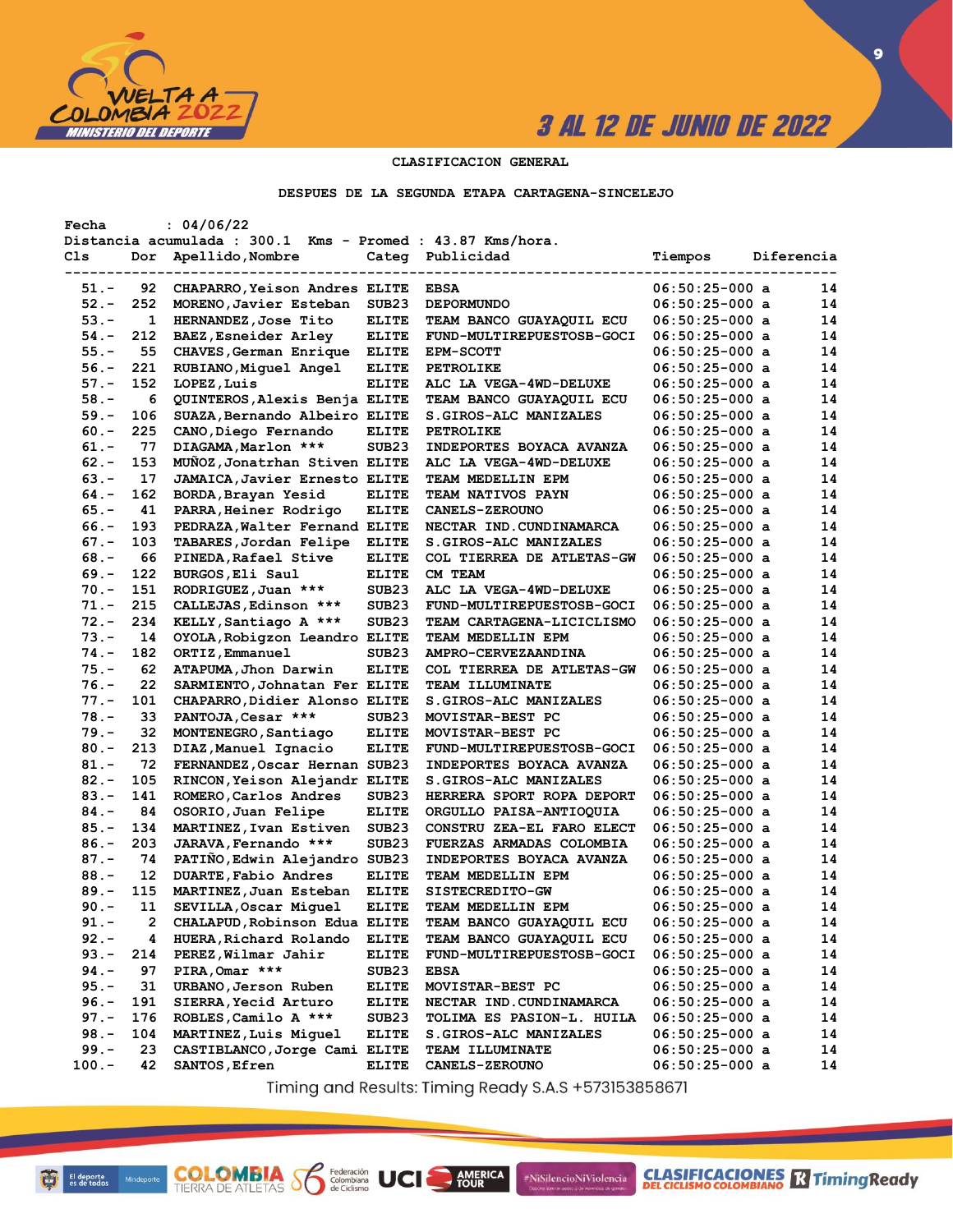3 AL 12 DE JUNIO DE 2022

CLASIFICACION GENERAL

DESPUES DE LA SEGUNDA ETAPA CARTAGENA-SINCELEJO

Fecha : 04/06/22
Distancia acumulada : 300.1 Kms - Promed : 43.87 Kms/hora.

| Cls | Dor | Apellido,Nombre | Categ | Publicidad | Tiempos | Diferencia |
|---|---|---|---|---|---|---|
| 51.- | 92 | CHAPARRO,Yeison Andres | ELITE | EBSA | 06:50:25-000 a | 14 |
| 52.- | 252 | MORENO,Javier Esteban | SUB23 | DEPORMUNDO | 06:50:25-000 a | 14 |
| 53.- | 1 | HERNANDEZ,Jose Tito | ELITE | TEAM BANCO GUAYAQUIL ECU | 06:50:25-000 a | 14 |
| 54.- | 212 | BAEZ,Esneider Arley | ELITE | FUND-MULTIREPUESTOSB-GOCI | 06:50:25-000 a | 14 |
| 55.- | 55 | CHAVES,German Enrique | ELITE | EPM-SCOTT | 06:50:25-000 a | 14 |
| 56.- | 221 | RUBIANO,Miguel Angel | ELITE | PETROLIKE | 06:50:25-000 a | 14 |
| 57.- | 152 | LOPEZ,Luis | ELITE | ALC LA VEGA-4WD-DELUXE | 06:50:25-000 a | 14 |
| 58.- | 6 | QUINTEROS,Alexis Benja | ELITE | TEAM BANCO GUAYAQUIL ECU | 06:50:25-000 a | 14 |
| 59.- | 106 | SUAZA,Bernando Albeiro | ELITE | S.GIROS-ALC MANIZALES | 06:50:25-000 a | 14 |
| 60.- | 225 | CANO,Diego Fernando | ELITE | PETROLIKE | 06:50:25-000 a | 14 |
| 61.- | 77 | DIAGAMA,Marlon *** | SUB23 | INDEPORTES BOYACA AVANZA | 06:50:25-000 a | 14 |
| 62.- | 153 | MUÑOZ,Jonatrhan Stiven | ELITE | ALC LA VEGA-4WD-DELUXE | 06:50:25-000 a | 14 |
| 63.- | 17 | JAMAICA,Javier Ernesto | ELITE | TEAM MEDELLIN EPM | 06:50:25-000 a | 14 |
| 64.- | 162 | BORDA,Brayan Yesid | ELITE | TEAM NATIVOS PAYN | 06:50:25-000 a | 14 |
| 65.- | 41 | PARRA,Heiner Rodrigo | ELITE | CANELS-ZEROUNO | 06:50:25-000 a | 14 |
| 66.- | 193 | PEDRAZA,Walter Fernand | ELITE | NECTAR IND.CUNDINAMARCA | 06:50:25-000 a | 14 |
| 67.- | 103 | TABARES,Jordan Felipe | ELITE | S.GIROS-ALC MANIZALES | 06:50:25-000 a | 14 |
| 68.- | 66 | PINEDA,Rafael Stive | ELITE | COL TIERREA DE ATLETAS-GW | 06:50:25-000 a | 14 |
| 69.- | 122 | BURGOS,Eli Saul | ELITE | CM TEAM | 06:50:25-000 a | 14 |
| 70.- | 151 | RODRIGUEZ,Juan *** | SUB23 | ALC LA VEGA-4WD-DELUXE | 06:50:25-000 a | 14 |
| 71.- | 215 | CALLEJAS,Edinson *** | SUB23 | FUND-MULTIREPUESTOSB-GOCI | 06:50:25-000 a | 14 |
| 72.- | 234 | KELLY,Santiago A *** | SUB23 | TEAM CARTAGENA-LICICLISMO | 06:50:25-000 a | 14 |
| 73.- | 14 | OYOLA,Robigzon Leandro | ELITE | TEAM MEDELLIN EPM | 06:50:25-000 a | 14 |
| 74.- | 182 | ORTIZ,Emmanuel | SUB23 | AMPRO-CERVEZAANDINA | 06:50:25-000 a | 14 |
| 75.- | 62 | ATAPUMA,Jhon Darwin | ELITE | COL TIERREA DE ATLETAS-GW | 06:50:25-000 a | 14 |
| 76.- | 22 | SARMIENTO,Johnatan Fer | ELITE | TEAM ILLUMINATE | 06:50:25-000 a | 14 |
| 77.- | 101 | CHAPARRO,Didier Alonso | ELITE | S.GIROS-ALC MANIZALES | 06:50:25-000 a | 14 |
| 78.- | 33 | PANTOJA,Cesar *** | SUB23 | MOVISTAR-BEST PC | 06:50:25-000 a | 14 |
| 79.- | 32 | MONTENEGRO,Santiago | ELITE | MOVISTAR-BEST PC | 06:50:25-000 a | 14 |
| 80.- | 213 | DIAZ,Manuel Ignacio | ELITE | FUND-MULTIREPUESTOSB-GOCI | 06:50:25-000 a | 14 |
| 81.- | 72 | FERNANDEZ,Oscar Hernan | SUB23 | INDEPORTES BOYACA AVANZA | 06:50:25-000 a | 14 |
| 82.- | 105 | RINCON,Yeison Alejandr | ELITE | S.GIROS-ALC MANIZALES | 06:50:25-000 a | 14 |
| 83.- | 141 | ROMERO,Carlos Andres | SUB23 | HERRERA SPORT ROPA DEPORT | 06:50:25-000 a | 14 |
| 84.- | 84 | OSORIO,Juan Felipe | ELITE | ORGULLO PAISA-ANTIOQUIA | 06:50:25-000 a | 14 |
| 85.- | 134 | MARTINEZ,Ivan Estiven | SUB23 | CONSTRU ZEA-EL FARO ELECT | 06:50:25-000 a | 14 |
| 86.- | 203 | JARAVA,Fernando *** | SUB23 | FUERZAS ARMADAS COLOMBIA | 06:50:25-000 a | 14 |
| 87.- | 74 | PATIÑO,Edwin Alejandro | SUB23 | INDEPORTES BOYACA AVANZA | 06:50:25-000 a | 14 |
| 88.- | 12 | DUARTE,Fabio Andres | ELITE | TEAM MEDELLIN EPM | 06:50:25-000 a | 14 |
| 89.- | 115 | MARTINEZ,Juan Esteban | ELITE | SISTECREDITO-GW | 06:50:25-000 a | 14 |
| 90.- | 11 | SEVILLA,Oscar Miguel | ELITE | TEAM MEDELLIN EPM | 06:50:25-000 a | 14 |
| 91.- | 2 | CHALAPUD,Robinson Edua | ELITE | TEAM BANCO GUAYAQUIL ECU | 06:50:25-000 a | 14 |
| 92.- | 4 | HUERA,Richard Rolando | ELITE | TEAM BANCO GUAYAQUIL ECU | 06:50:25-000 a | 14 |
| 93.- | 214 | PEREZ,Wilmar Jahir | ELITE | FUND-MULTIREPUESTOSB-GOCI | 06:50:25-000 a | 14 |
| 94.- | 97 | PIRA,Omar *** | SUB23 | EBSA | 06:50:25-000 a | 14 |
| 95.- | 31 | URBANO,Jerson Ruben | ELITE | MOVISTAR-BEST PC | 06:50:25-000 a | 14 |
| 96.- | 191 | SIERRA,Yecid Arturo | ELITE | NECTAR IND.CUNDINAMARCA | 06:50:25-000 a | 14 |
| 97.- | 176 | ROBLES,Camilo A *** | SUB23 | TOLIMA ES PASION-L. HUILA | 06:50:25-000 a | 14 |
| 98.- | 104 | MARTINEZ,Luis Miguel | ELITE | S.GIROS-ALC MANIZALES | 06:50:25-000 a | 14 |
| 99.- | 23 | CASTIBLANCO,Jorge Cami | ELITE | TEAM ILLUMINATE | 06:50:25-000 a | 14 |
| 100.- | 42 | SANTOS,Efren | ELITE | CANELS-ZEROUNO | 06:50:25-000 a | 14 |

Timing and Results: Timing Ready S.A.S +573153858671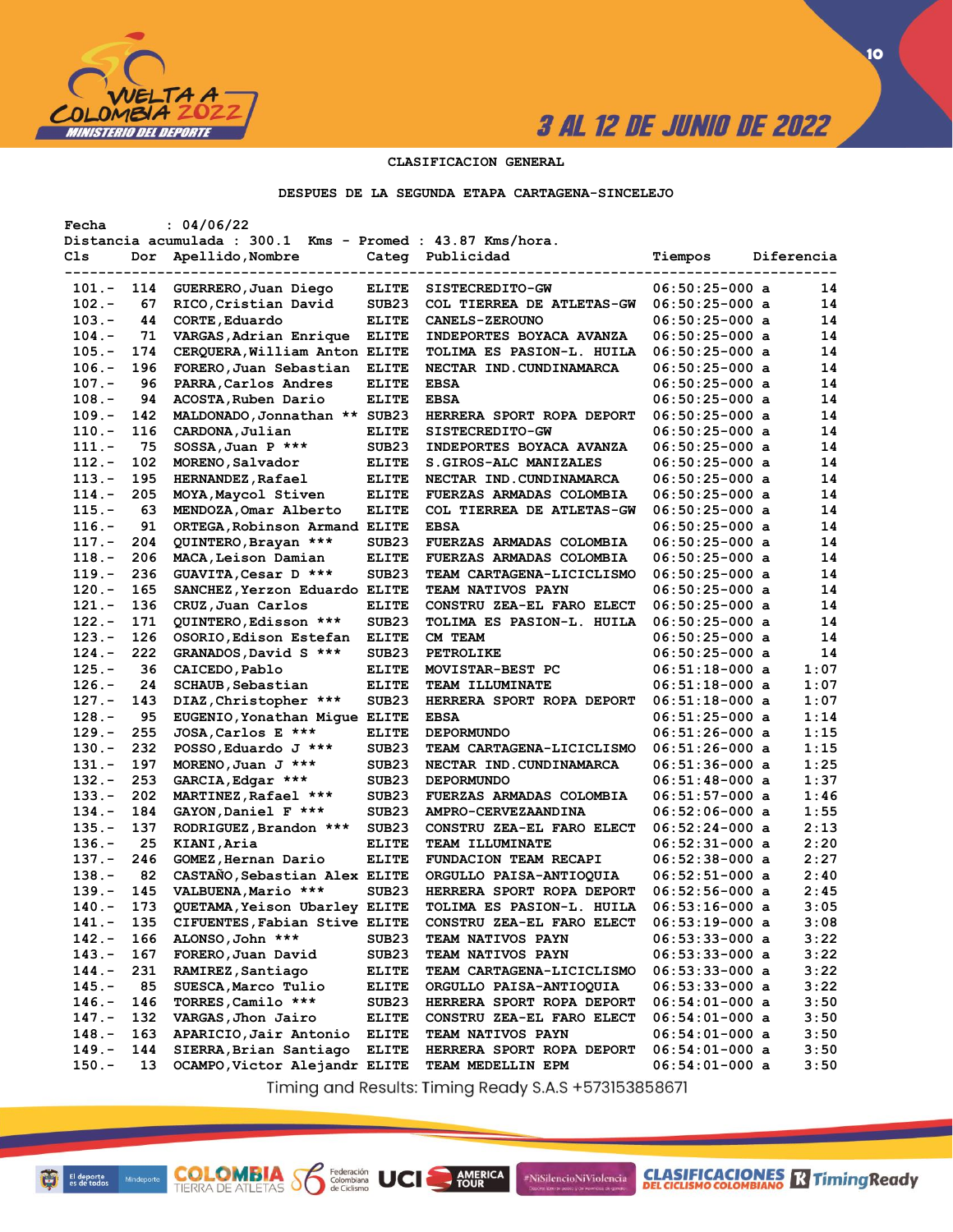**3 AL 12 DE JUNIO DE 2022**

## CLASIFICACION GENERAL

### DESPUES DE LA SEGUNDA ETAPA CARTAGENA-SINCELEJO

Fecha : 04/06/22
Distancia acumulada : 300.1 Kms - Promed : 43.87 Kms/hora.

| Cls | Dor | Apellido,Nombre | Categ | Publicidad | Tiempos | | Diferencia |
|---|---|---|---|---|---|---|---|
| 101.- | 114 | GUERRERO,Juan Diego | ELITE | SISTECREDITO-GW | 06:50:25-000 | a | 14 |
| 102.- | 67 | RICO,Cristian David | SUB23 | COL TIERREA DE ATLETAS-GW | 06:50:25-000 | a | 14 |
| 103.- | 44 | CORTE,Eduardo | ELITE | CANELS-ZEROUNO | 06:50:25-000 | a | 14 |
| 104.- | 71 | VARGAS,Adrian Enrique | ELITE | INDEPORTES BOYACA AVANZA | 06:50:25-000 | a | 14 |
| 105.- | 174 | CERQUERA,William Anton | ELITE | TOLIMA ES PASION-L. HUILA | 06:50:25-000 | a | 14 |
| 106.- | 196 | FORERO,Juan Sebastian | ELITE | NECTAR IND.CUNDINAMARCA | 06:50:25-000 | a | 14 |
| 107.- | 96 | PARRA,Carlos Andres | ELITE | EBSA | 06:50:25-000 | a | 14 |
| 108.- | 94 | ACOSTA,Ruben Dario | ELITE | EBSA | 06:50:25-000 | a | 14 |
| 109.- | 142 | MALDONADO,Jonnathan ** | SUB23 | HERRERA SPORT ROPA DEPORT | 06:50:25-000 | a | 14 |
| 110.- | 116 | CARDONA,Julian | ELITE | SISTECREDITO-GW | 06:50:25-000 | a | 14 |
| 111.- | 75 | SOSSA,Juan P *** | SUB23 | INDEPORTES BOYACA AVANZA | 06:50:25-000 | a | 14 |
| 112.- | 102 | MORENO,Salvador | ELITE | S.GIROS-ALC MANIZALES | 06:50:25-000 | a | 14 |
| 113.- | 195 | HERNANDEZ,Rafael | ELITE | NECTAR IND.CUNDINAMARCA | 06:50:25-000 | a | 14 |
| 114.- | 205 | MOYA,Maycol Stiven | ELITE | FUERZAS ARMADAS COLOMBIA | 06:50:25-000 | a | 14 |
| 115.- | 63 | MENDOZA,Omar Alberto | ELITE | COL TIERREA DE ATLETAS-GW | 06:50:25-000 | a | 14 |
| 116.- | 91 | ORTEGA,Robinson Armand | ELITE | EBSA | 06:50:25-000 | a | 14 |
| 117.- | 204 | QUINTERO,Brayan *** | SUB23 | FUERZAS ARMADAS COLOMBIA | 06:50:25-000 | a | 14 |
| 118.- | 206 | MACA,Leison Damian | ELITE | FUERZAS ARMADAS COLOMBIA | 06:50:25-000 | a | 14 |
| 119.- | 236 | GUAVITA,Cesar D *** | SUB23 | TEAM CARTAGENA-LICICLISMO | 06:50:25-000 | a | 14 |
| 120.- | 165 | SANCHEZ,Yerzon Eduardo | ELITE | TEAM NATIVOS PAYN | 06:50:25-000 | a | 14 |
| 121.- | 136 | CRUZ,Juan Carlos | ELITE | CONSTRU ZEA-EL FARO ELECT | 06:50:25-000 | a | 14 |
| 122.- | 171 | QUINTERO,Edisson *** | SUB23 | TOLIMA ES PASION-L. HUILA | 06:50:25-000 | a | 14 |
| 123.- | 126 | OSORIO,Edison Estefan | ELITE | CM TEAM | 06:50:25-000 | a | 14 |
| 124.- | 222 | GRANADOS,David S *** | SUB23 | PETROLIKE | 06:50:25-000 | a | 14 |
| 125.- | 36 | CAICEDO,Pablo | ELITE | MOVISTAR-BEST PC | 06:51:18-000 | a | 1:07 |
| 126.- | 24 | SCHAUB,Sebastian | ELITE | TEAM ILLUMINATE | 06:51:18-000 | a | 1:07 |
| 127.- | 143 | DIAZ,Christopher *** | SUB23 | HERRERA SPORT ROPA DEPORT | 06:51:18-000 | a | 1:07 |
| 128.- | 95 | EUGENIO,Yonathan Migue | ELITE | EBSA | 06:51:25-000 | a | 1:14 |
| 129.- | 255 | JOSA,Carlos E *** | ELITE | DEPORMUNDO | 06:51:26-000 | a | 1:15 |
| 130.- | 232 | POSSO,Eduardo J *** | SUB23 | TEAM CARTAGENA-LICICLISMO | 06:51:26-000 | a | 1:15 |
| 131.- | 197 | MORENO,Juan J *** | SUB23 | NECTAR IND.CUNDINAMARCA | 06:51:36-000 | a | 1:25 |
| 132.- | 253 | GARCIA,Edgar *** | SUB23 | DEPORMUNDO | 06:51:48-000 | a | 1:37 |
| 133.- | 202 | MARTINEZ,Rafael *** | SUB23 | FUERZAS ARMADAS COLOMBIA | 06:51:57-000 | a | 1:46 |
| 134.- | 184 | GAYON,Daniel F *** | SUB23 | AMPRO-CERVEZAANDINA | 06:52:06-000 | a | 1:55 |
| 135.- | 137 | RODRIGUEZ,Brandon *** | SUB23 | CONSTRU ZEA-EL FARO ELECT | 06:52:24-000 | a | 2:13 |
| 136.- | 25 | KIANI,Aria | ELITE | TEAM ILLUMINATE | 06:52:31-000 | a | 2:20 |
| 137.- | 246 | GOMEZ,Hernan Dario | ELITE | FUNDACION TEAM RECAPI | 06:52:38-000 | a | 2:27 |
| 138.- | 82 | CASTAÑO,Sebastian Alex | ELITE | ORGULLO PAISA-ANTIOQUIA | 06:52:51-000 | a | 2:40 |
| 139.- | 145 | VALBUENA,Mario *** | SUB23 | HERRERA SPORT ROPA DEPORT | 06:52:56-000 | a | 2:45 |
| 140.- | 173 | QUETAMA,Yeison Ubarley | ELITE | TOLIMA ES PASION-L. HUILA | 06:53:16-000 | a | 3:05 |
| 141.- | 135 | CIFUENTES,Fabian Stive | ELITE | CONSTRU ZEA-EL FARO ELECT | 06:53:19-000 | a | 3:08 |
| 142.- | 166 | ALONSO,John *** | SUB23 | TEAM NATIVOS PAYN | 06:53:33-000 | a | 3:22 |
| 143.- | 167 | FORERO,Juan David | SUB23 | TEAM NATIVOS PAYN | 06:53:33-000 | a | 3:22 |
| 144.- | 231 | RAMIREZ,Santiago | ELITE | TEAM CARTAGENA-LICICLISMO | 06:53:33-000 | a | 3:22 |
| 145.- | 85 | SUESCA,Marco Tulio | ELITE | ORGULLO PAISA-ANTIOQUIA | 06:53:33-000 | a | 3:22 |
| 146.- | 146 | TORRES,Camilo *** | SUB23 | HERRERA SPORT ROPA DEPORT | 06:54:01-000 | a | 3:50 |
| 147.- | 132 | VARGAS,Jhon Jairo | ELITE | CONSTRU ZEA-EL FARO ELECT | 06:54:01-000 | a | 3:50 |
| 148.- | 163 | APARICIO,Jair Antonio | ELITE | TEAM NATIVOS PAYN | 06:54:01-000 | a | 3:50 |
| 149.- | 144 | SIERRA,Brian Santiago | ELITE | HERRERA SPORT ROPA DEPORT | 06:54:01-000 | a | 3:50 |
| 150.- | 13 | OCAMPO,Victor Alejandr | ELITE | TEAM MEDELLIN EPM | 06:54:01-000 | a | 3:50 |

Timing and Results: Timing Ready S.A.S +573153858671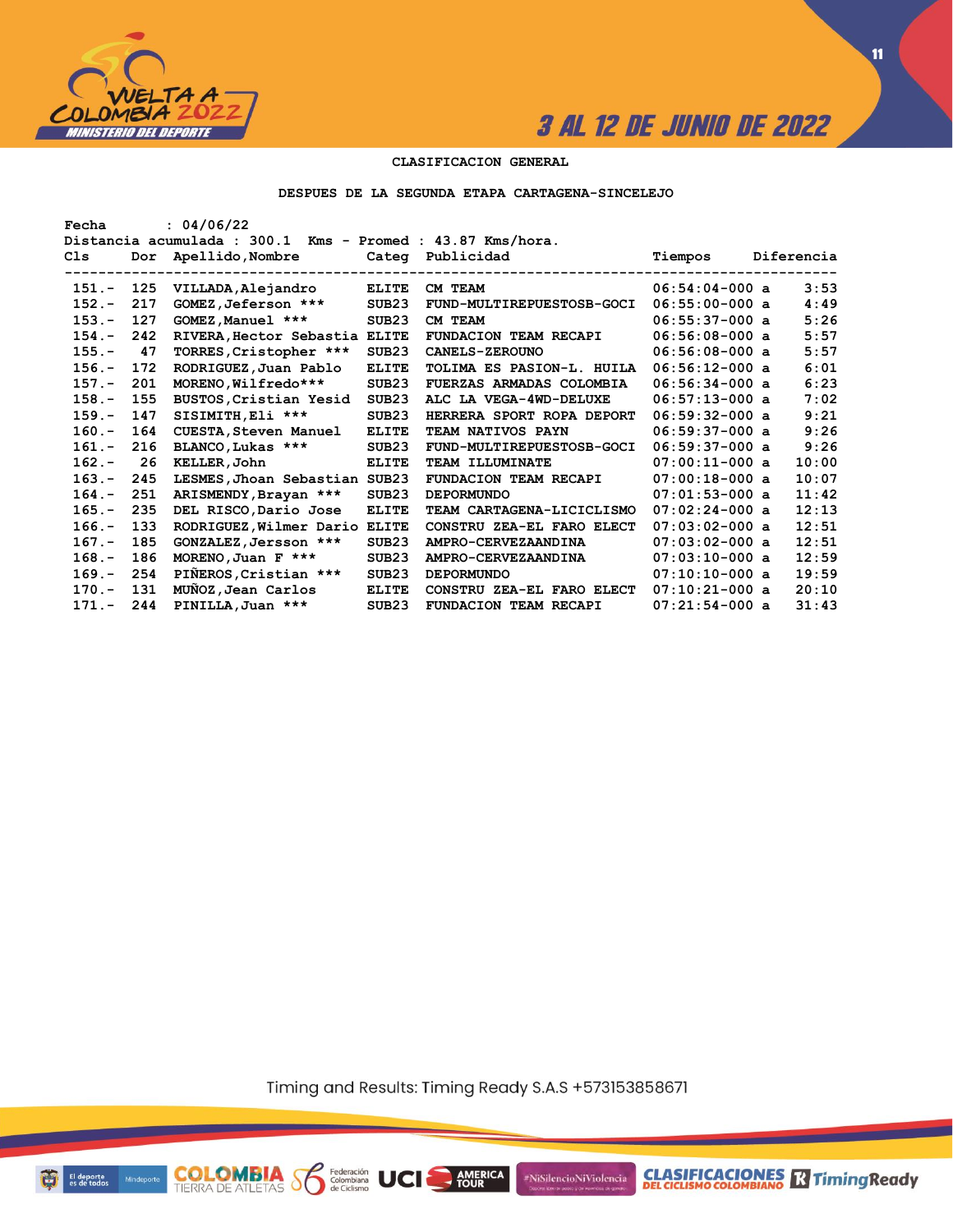## CLASIFICACION GENERAL

### DESPUES DE LA SEGUNDA ETAPA CARTAGENA-SINCELEJO

Fecha : 04/06/22
Distancia acumulada : 300.1 Kms - Promed : 43.87 Kms/hora.

| Cls | Dor | Apellido,Nombre | Categ | Publicidad | Tiempos | Diferencia |
|---|---|---|---|---|---|---|
| 151.- | 125 | VILLADA,Alejandro | ELITE | CM TEAM | 06:54:04-000 a | 3:53 |
| 152.- | 217 | GOMEZ,Jeferson *** | SUB23 | FUND-MULTIREPUESTOSB-GOCI | 06:55:00-000 a | 4:49 |
| 153.- | 127 | GOMEZ,Manuel *** | SUB23 | CM TEAM | 06:55:37-000 a | 5:26 |
| 154.- | 242 | RIVERA,Hector Sebastia | ELITE | FUNDACION TEAM RECAPI | 06:56:08-000 a | 5:57 |
| 155.- | 47 | TORRES,Cristopher *** | SUB23 | CANELS-ZEROUNO | 06:56:08-000 a | 5:57 |
| 156.- | 172 | RODRIGUEZ,Juan Pablo | ELITE | TOLIMA ES PASION-L. HUILA | 06:56:12-000 a | 6:01 |
| 157.- | 201 | MORENO,Wilfredo*** | SUB23 | FUERZAS ARMADAS COLOMBIA | 06:56:34-000 a | 6:23 |
| 158.- | 155 | BUSTOS,Cristian Yesid | SUB23 | ALC LA VEGA-4WD-DELUXE | 06:57:13-000 a | 7:02 |
| 159.- | 147 | SISIMITH,Eli *** | SUB23 | HERRERA SPORT ROPA DEPORT | 06:59:32-000 a | 9:21 |
| 160.- | 164 | CUESTA,Steven Manuel | ELITE | TEAM NATIVOS PAYN | 06:59:37-000 a | 9:26 |
| 161.- | 216 | BLANCO,Lukas *** | SUB23 | FUND-MULTIREPUESTOSB-GOCI | 06:59:37-000 a | 9:26 |
| 162.- | 26 | KELLER,John | ELITE | TEAM ILLUMINATE | 07:00:11-000 a | 10:00 |
| 163.- | 245 | LESMES,Jhoan Sebastian | SUB23 | FUNDACION TEAM RECAPI | 07:00:18-000 a | 10:07 |
| 164.- | 251 | ARISMENDY,Brayan *** | SUB23 | DEPORMUNDO | 07:01:53-000 a | 11:42 |
| 165.- | 235 | DEL RISCO,Dario Jose | ELITE | TEAM CARTAGENA-LICICLISMO | 07:02:24-000 a | 12:13 |
| 166.- | 133 | RODRIGUEZ,Wilmer Dario | ELITE | CONSTRU ZEA-EL FARO ELECT | 07:03:02-000 a | 12:51 |
| 167.- | 185 | GONZALEZ,Jersson *** | SUB23 | AMPRO-CERVEZAANDINA | 07:03:02-000 a | 12:51 |
| 168.- | 186 | MORENO,Juan F *** | SUB23 | AMPRO-CERVEZAANDINA | 07:03:10-000 a | 12:59 |
| 169.- | 254 | PIÑEROS,Cristian *** | SUB23 | DEPORMUNDO | 07:10:10-000 a | 19:59 |
| 170.- | 131 | MUÑOZ,Jean Carlos | ELITE | CONSTRU ZEA-EL FARO ELECT | 07:10:21-000 a | 20:10 |
| 171.- | 244 | PINILLA,Juan *** | SUB23 | FUNDACION TEAM RECAPI | 07:21:54-000 a | 31:43 |

Timing and Results: Timing Ready S.A.S +573153858671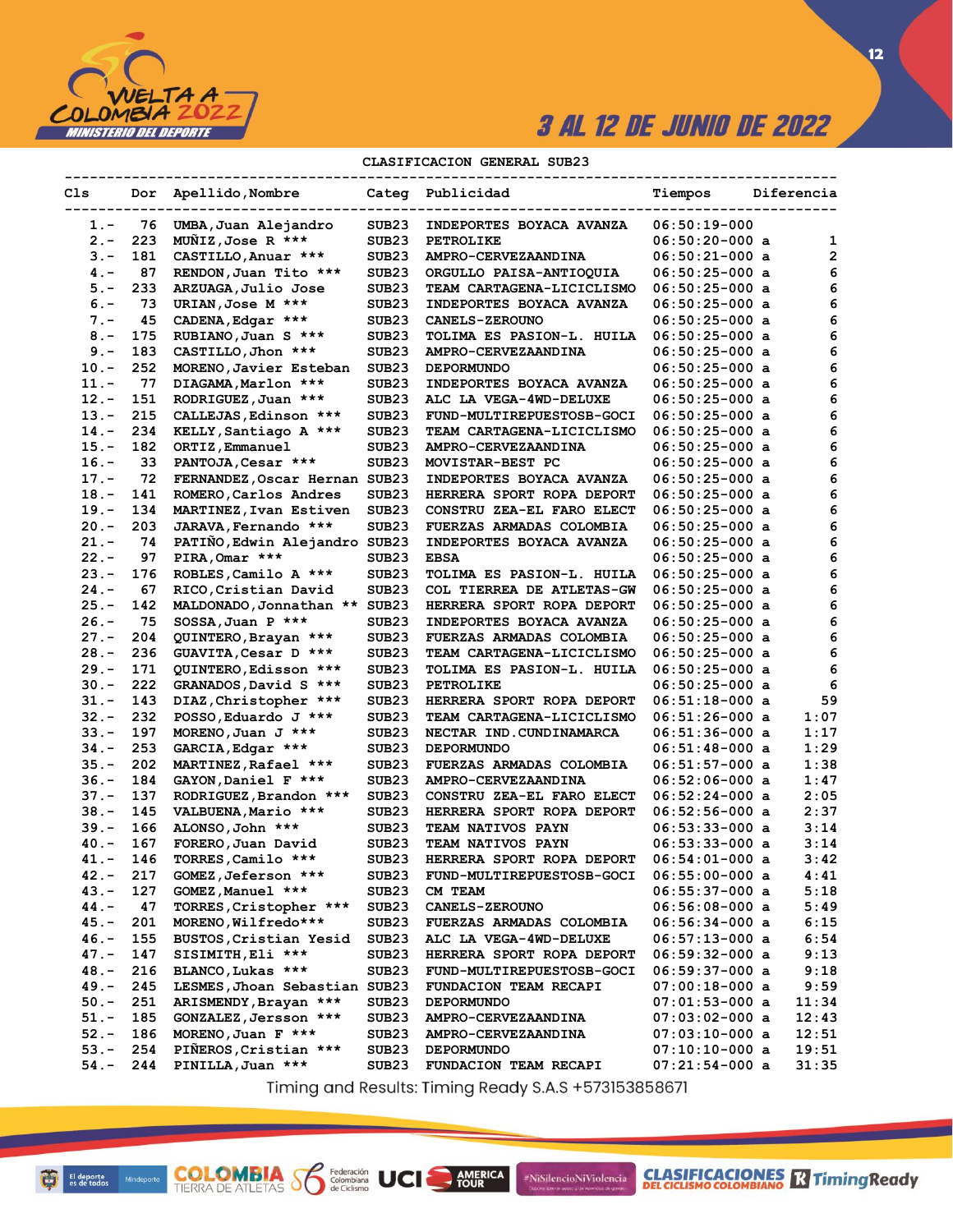3 AL 12 DE JUNIO DE 2022

CLASIFICACION GENERAL SUB23

| Cls | Dor | Apellido,Nombre | Categ | Publicidad | Tiempos | | Diferencia |
|---|---|---|---|---|---|---|---|
| 1.- | 76 | UMBA,Juan Alejandro | SUB23 | INDEPORTES BOYACA AVANZA | 06:50:19-000 | | |
| 2.- | 223 | MUÑIZ,Jose R *** | SUB23 | PETROLIKE | 06:50:20-000 | a | 1 |
| 3.- | 181 | CASTILLO,Anuar *** | SUB23 | AMPRO-CERVEZAANDINA | 06:50:21-000 | a | 2 |
| 4.- | 87 | RENDON,Juan Tito *** | SUB23 | ORGULLO PAISA-ANTIOQUIA | 06:50:25-000 | a | 6 |
| 5.- | 233 | ARZUAGA,Julio Jose | SUB23 | TEAM CARTAGENA-LICICLISMO | 06:50:25-000 | a | 6 |
| 6.- | 73 | URIAN,Jose M *** | SUB23 | INDEPORTES BOYACA AVANZA | 06:50:25-000 | a | 6 |
| 7.- | 45 | CADENA,Edgar *** | SUB23 | CANELS-ZEROUNO | 06:50:25-000 | a | 6 |
| 8.- | 175 | RUBIANO,Juan S *** | SUB23 | TOLIMA ES PASION-L. HUILA | 06:50:25-000 | a | 6 |
| 9.- | 183 | CASTILLO,Jhon *** | SUB23 | AMPRO-CERVEZAANDINA | 06:50:25-000 | a | 6 |
| 10.- | 252 | MORENO,Javier Esteban | SUB23 | DEPORMUNDO | 06:50:25-000 | a | 6 |
| 11.- | 77 | DIAGAMA,Marlon *** | SUB23 | INDEPORTES BOYACA AVANZA | 06:50:25-000 | a | 6 |
| 12.- | 151 | RODRIGUEZ,Juan *** | SUB23 | ALC LA VEGA-4WD-DELUXE | 06:50:25-000 | a | 6 |
| 13.- | 215 | CALLEJAS,Edinson *** | SUB23 | FUND-MULTIREPUESTOSB-GOCI | 06:50:25-000 | a | 6 |
| 14.- | 234 | KELLY,Santiago A *** | SUB23 | TEAM CARTAGENA-LICICLISMO | 06:50:25-000 | a | 6 |
| 15.- | 182 | ORTIZ,Emmanuel | SUB23 | AMPRO-CERVEZAANDINA | 06:50:25-000 | a | 6 |
| 16.- | 33 | PANTOJA,Cesar *** | SUB23 | MOVISTAR-BEST PC | 06:50:25-000 | a | 6 |
| 17.- | 72 | FERNANDEZ,Oscar Hernan | SUB23 | INDEPORTES BOYACA AVANZA | 06:50:25-000 | a | 6 |
| 18.- | 141 | ROMERO,Carlos Andres | SUB23 | HERRERA SPORT ROPA DEPORT | 06:50:25-000 | a | 6 |
| 19.- | 134 | MARTINEZ,Ivan Estiven | SUB23 | CONSTRU ZEA-EL FARO ELECT | 06:50:25-000 | a | 6 |
| 20.- | 203 | JARAVA,Fernando *** | SUB23 | FUERZAS ARMADAS COLOMBIA | 06:50:25-000 | a | 6 |
| 21.- | 74 | PATIÑO,Edwin Alejandro | SUB23 | INDEPORTES BOYACA AVANZA | 06:50:25-000 | a | 6 |
| 22.- | 97 | PIRA,Omar *** | SUB23 | EBSA | 06:50:25-000 | a | 6 |
| 23.- | 176 | ROBLES,Camilo A *** | SUB23 | TOLIMA ES PASION-L. HUILA | 06:50:25-000 | a | 6 |
| 24.- | 67 | RICO,Cristian David | SUB23 | COL TIERREA DE ATLETAS-GW | 06:50:25-000 | a | 6 |
| 25.- | 142 | MALDONADO,Jonnathan ** | SUB23 | HERRERA SPORT ROPA DEPORT | 06:50:25-000 | a | 6 |
| 26.- | 75 | SOSSA,Juan P *** | SUB23 | INDEPORTES BOYACA AVANZA | 06:50:25-000 | a | 6 |
| 27.- | 204 | QUINTERO,Brayan *** | SUB23 | FUERZAS ARMADAS COLOMBIA | 06:50:25-000 | a | 6 |
| 28.- | 236 | GUAVITA,Cesar D *** | SUB23 | TEAM CARTAGENA-LICICLISMO | 06:50:25-000 | a | 6 |
| 29.- | 171 | QUINTERO,Edisson *** | SUB23 | TOLIMA ES PASION-L. HUILA | 06:50:25-000 | a | 6 |
| 30.- | 222 | GRANADOS,David S *** | SUB23 | PETROLIKE | 06:50:25-000 | a | 6 |
| 31.- | 143 | DIAZ,Christopher *** | SUB23 | HERRERA SPORT ROPA DEPORT | 06:51:18-000 | a | 59 |
| 32.- | 232 | POSSO,Eduardo J *** | SUB23 | TEAM CARTAGENA-LICICLISMO | 06:51:26-000 | a | 1:07 |
| 33.- | 197 | MORENO,Juan J *** | SUB23 | NECTAR IND.CUNDINAMARCA | 06:51:36-000 | a | 1:17 |
| 34.- | 253 | GARCIA,Edgar *** | SUB23 | DEPORMUNDO | 06:51:48-000 | a | 1:29 |
| 35.- | 202 | MARTINEZ,Rafael *** | SUB23 | FUERZAS ARMADAS COLOMBIA | 06:51:57-000 | a | 1:38 |
| 36.- | 184 | GAYON,Daniel F *** | SUB23 | AMPRO-CERVEZAANDINA | 06:52:06-000 | a | 1:47 |
| 37.- | 137 | RODRIGUEZ,Brandon *** | SUB23 | CONSTRU ZEA-EL FARO ELECT | 06:52:24-000 | a | 2:05 |
| 38.- | 145 | VALBUENA,Mario *** | SUB23 | HERRERA SPORT ROPA DEPORT | 06:52:56-000 | a | 2:37 |
| 39.- | 166 | ALONSO,John *** | SUB23 | TEAM NATIVOS PAYN | 06:53:33-000 | a | 3:14 |
| 40.- | 167 | FORERO,Juan David | SUB23 | TEAM NATIVOS PAYN | 06:53:33-000 | a | 3:14 |
| 41.- | 146 | TORRES,Camilo *** | SUB23 | HERRERA SPORT ROPA DEPORT | 06:54:01-000 | a | 3:42 |
| 42.- | 217 | GOMEZ,Jeferson *** | SUB23 | FUND-MULTIREPUESTOSB-GOCI | 06:55:00-000 | a | 4:41 |
| 43.- | 127 | GOMEZ,Manuel *** | SUB23 | CM TEAM | 06:55:37-000 | a | 5:18 |
| 44.- | 47 | TORRES,Cristopher *** | SUB23 | CANELS-ZEROUNO | 06:56:08-000 | a | 5:49 |
| 45.- | 201 | MORENO,Wilfredo*** | SUB23 | FUERZAS ARMADAS COLOMBIA | 06:56:34-000 | a | 6:15 |
| 46.- | 155 | BUSTOS,Cristian Yesid | SUB23 | ALC LA VEGA-4WD-DELUXE | 06:57:13-000 | a | 6:54 |
| 47.- | 147 | SISIMITH,Eli *** | SUB23 | HERRERA SPORT ROPA DEPORT | 06:59:32-000 | a | 9:13 |
| 48.- | 216 | BLANCO,Lukas *** | SUB23 | FUND-MULTIREPUESTOSB-GOCI | 06:59:37-000 | a | 9:18 |
| 49.- | 245 | LESMES,Jhoan Sebastian | SUB23 | FUNDACION TEAM RECAPI | 07:00:18-000 | a | 9:59 |
| 50.- | 251 | ARISMENDY,Brayan *** | SUB23 | DEPORMUNDO | 07:01:53-000 | a | 11:34 |
| 51.- | 185 | GONZALEZ,Jersson *** | SUB23 | AMPRO-CERVEZAANDINA | 07:03:02-000 | a | 12:43 |
| 52.- | 186 | MORENO,Juan F *** | SUB23 | AMPRO-CERVEZAANDINA | 07:03:10-000 | a | 12:51 |
| 53.- | 254 | PIÑEROS,Cristian *** | SUB23 | DEPORMUNDO | 07:10:10-000 | a | 19:51 |
| 54.- | 244 | PINILLA,Juan *** | SUB23 | FUNDACION TEAM RECAPI | 07:21:54-000 | a | 31:35 |

Timing and Results: Timing Ready S.A.S +573153858671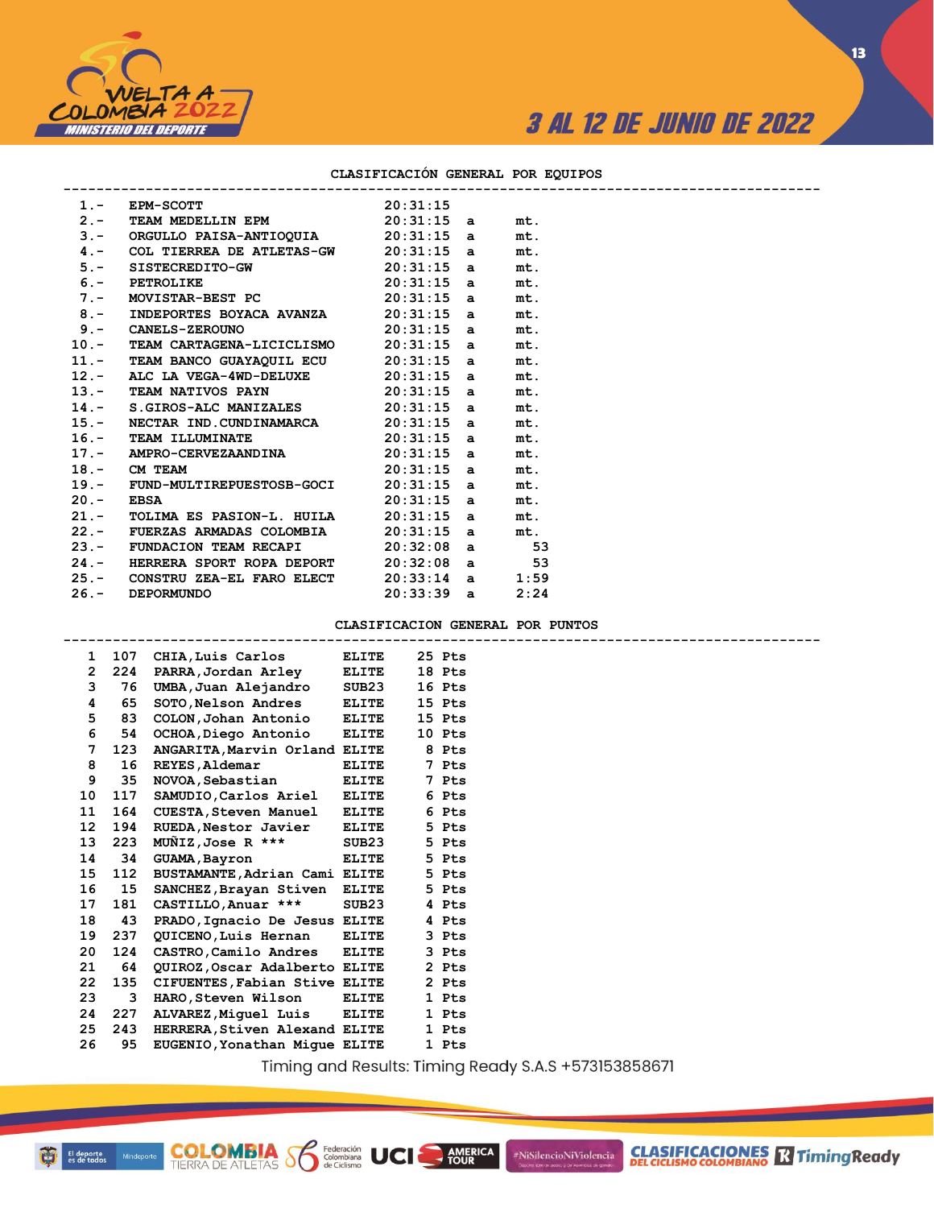3 AL 12 DE JUNIO DE 2022

## CLASIFICACIÓN GENERAL POR EQUIPOS

| Pos. | Equipo | Tiempo | | Dif. |
|---|---|---|---|---|
| 1.- | EPM-SCOTT | 20:31:15 | | |
| 2.- | TEAM MEDELLIN EPM | 20:31:15 | a | mt. |
| 3.- | ORGULLO PAISA-ANTIOQUIA | 20:31:15 | a | mt. |
| 4.- | COL TIERREA DE ATLETAS-GW | 20:31:15 | a | mt. |
| 5.- | SISTECREDITO-GW | 20:31:15 | a | mt. |
| 6.- | PETROLIKE | 20:31:15 | a | mt. |
| 7.- | MOVISTAR-BEST PC | 20:31:15 | a | mt. |
| 8.- | INDEPORTES BOYACA AVANZA | 20:31:15 | a | mt. |
| 9.- | CANELS-ZEROUNO | 20:31:15 | a | mt. |
| 10.- | TEAM CARTAGENA-LICICLISMO | 20:31:15 | a | mt. |
| 11.- | TEAM BANCO GUAYAQUIL ECU | 20:31:15 | a | mt. |
| 12.- | ALC LA VEGA-4WD-DELUXE | 20:31:15 | a | mt. |
| 13.- | TEAM NATIVOS PAYN | 20:31:15 | a | mt. |
| 14.- | S.GIROS-ALC MANIZALES | 20:31:15 | a | mt. |
| 15.- | NECTAR IND.CUNDINAMARCA | 20:31:15 | a | mt. |
| 16.- | TEAM ILLUMINATE | 20:31:15 | a | mt. |
| 17.- | AMPRO-CERVEZAANDINA | 20:31:15 | a | mt. |
| 18.- | CM TEAM | 20:31:15 | a | mt. |
| 19.- | FUND-MULTIREPUESTOSB-GOCI | 20:31:15 | a | mt. |
| 20.- | EBSA | 20:31:15 | a | mt. |
| 21.- | TOLIMA ES PASION-L. HUILA | 20:31:15 | a | mt. |
| 22.- | FUERZAS ARMADAS COLOMBIA | 20:31:15 | a | mt. |
| 23.- | FUNDACION TEAM RECAPI | 20:32:08 | a | 53 |
| 24.- | HERRERA SPORT ROPA DEPORT | 20:32:08 | a | 53 |
| 25.- | CONSTRU ZEA-EL FARO ELECT | 20:33:14 | a | 1:59 |
| 26.- | DEPORMUNDO | 20:33:39 | a | 2:24 |

## CLASIFICACION GENERAL POR PUNTOS

| Pos. | Dorsal | Nombre | Cat. | Puntos |
|---|---|---|---|---|
| 1 | 107 | CHIA,Luis Carlos | ELITE | 25 Pts |
| 2 | 224 | PARRA,Jordan Arley | ELITE | 18 Pts |
| 3 | 76 | UMBA,Juan Alejandro | SUB23 | 16 Pts |
| 4 | 65 | SOTO,Nelson Andres | ELITE | 15 Pts |
| 5 | 83 | COLON,Johan Antonio | ELITE | 15 Pts |
| 6 | 54 | OCHOA,Diego Antonio | ELITE | 10 Pts |
| 7 | 123 | ANGARITA,Marvin Orland | ELITE | 8 Pts |
| 8 | 16 | REYES,Aldemar | ELITE | 7 Pts |
| 9 | 35 | NOVOA,Sebastian | ELITE | 7 Pts |
| 10 | 117 | SAMUDIO,Carlos Ariel | ELITE | 6 Pts |
| 11 | 164 | CUESTA,Steven Manuel | ELITE | 6 Pts |
| 12 | 194 | RUEDA,Nestor Javier | ELITE | 5 Pts |
| 13 | 223 | MUÑIZ,Jose R *** | SUB23 | 5 Pts |
| 14 | 34 | GUAMA,Bayron | ELITE | 5 Pts |
| 15 | 112 | BUSTAMANTE,Adrian Cami | ELITE | 5 Pts |
| 16 | 15 | SANCHEZ,Brayan Stiven | ELITE | 5 Pts |
| 17 | 181 | CASTILLO,Anuar *** | SUB23 | 4 Pts |
| 18 | 43 | PRADO,Ignacio De Jesus | ELITE | 4 Pts |
| 19 | 237 | QUICENO,Luis Hernan | ELITE | 3 Pts |
| 20 | 124 | CASTRO,Camilo Andres | ELITE | 3 Pts |
| 21 | 64 | QUIROZ,Oscar Adalberto | ELITE | 2 Pts |
| 22 | 135 | CIFUENTES,Fabian Stive | ELITE | 2 Pts |
| 23 | 3 | HARO,Steven Wilson | ELITE | 1 Pts |
| 24 | 227 | ALVAREZ,Miguel Luis | ELITE | 1 Pts |
| 25 | 243 | HERRERA,Stiven Alexand | ELITE | 1 Pts |
| 26 | 95 | EUGENIO,Yonathan Migue | ELITE | 1 Pts |

Timing and Results: Timing Ready S.A.S +573153858671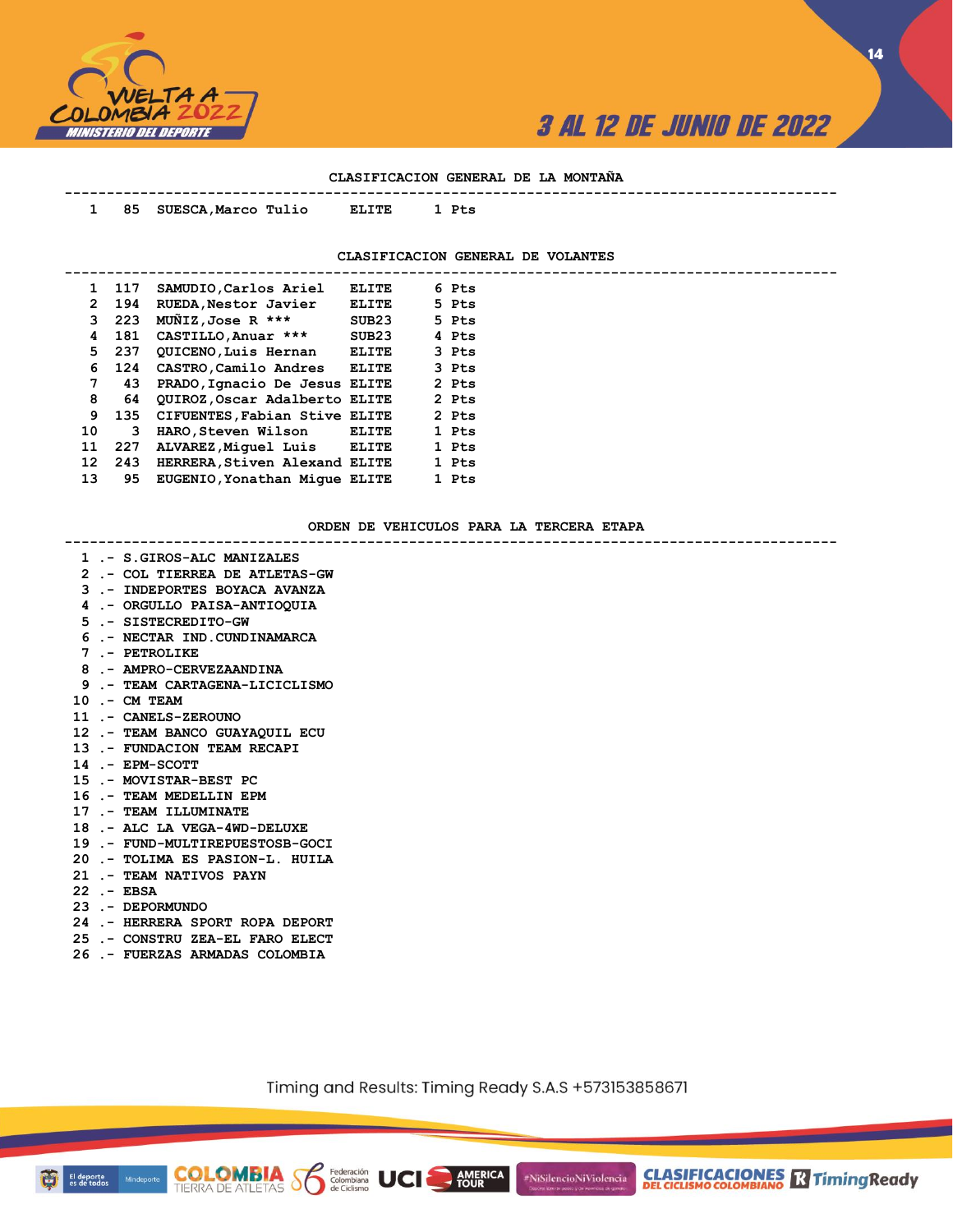## CLASIFICACION GENERAL DE LA MONTAÑA

| | | | | |
|---|---|---|---|---|
| 1 | 85 | SUESCA,Marco Tulio | ELITE | 1 Pts |

## CLASIFICACION GENERAL DE VOLANTES

| | | | | |
|---|---|---|---|---|
| 1 | 117 | SAMUDIO,Carlos Ariel | ELITE | 6 Pts |
| 2 | 194 | RUEDA,Nestor Javier | ELITE | 5 Pts |
| 3 | 223 | MUÑIZ,Jose R *** | SUB23 | 5 Pts |
| 4 | 181 | CASTILLO,Anuar *** | SUB23 | 4 Pts |
| 5 | 237 | QUICENO,Luis Hernan | ELITE | 3 Pts |
| 6 | 124 | CASTRO,Camilo Andres | ELITE | 3 Pts |
| 7 | 43 | PRADO,Ignacio De Jesus | ELITE | 2 Pts |
| 8 | 64 | QUIROZ,Oscar Adalberto | ELITE | 2 Pts |
| 9 | 135 | CIFUENTES,Fabian Stive | ELITE | 2 Pts |
| 10 | 3 | HARO,Steven Wilson | ELITE | 1 Pts |
| 11 | 227 | ALVAREZ,Miguel Luis | ELITE | 1 Pts |
| 12 | 243 | HERRERA,Stiven Alexand | ELITE | 1 Pts |
| 13 | 95 | EUGENIO,Yonathan Migue | ELITE | 1 Pts |

## ORDEN DE VEHICULOS PARA LA TERCERA ETAPA

1 .- S.GIROS-ALC MANIZALES
2 .- COL TIERREA DE ATLETAS-GW
3 .- INDEPORTES BOYACA AVANZA
4 .- ORGULLO PAISA-ANTIOQUIA
5 .- SISTECREDITO-GW
6 .- NECTAR IND.CUNDINAMARCA
7 .- PETROLIKE
8 .- AMPRO-CERVEZAANDINA
9 .- TEAM CARTAGENA-LICICLISMO
10 .- CM TEAM
11 .- CANELS-ZEROUNO
12 .- TEAM BANCO GUAYAQUIL ECU
13 .- FUNDACION TEAM RECAPI
14 .- EPM-SCOTT
15 .- MOVISTAR-BEST PC
16 .- TEAM MEDELLIN EPM
17 .- TEAM ILLUMINATE
18 .- ALC LA VEGA-4WD-DELUXE
19 .- FUND-MULTIREPUESTOSB-GOCI
20 .- TOLIMA ES PASION-L. HUILA
21 .- TEAM NATIVOS PAYN
22 .- EBSA
23 .- DEPORMUNDO
24 .- HERRERA SPORT ROPA DEPORT
25 .- CONSTRU ZEA-EL FARO ELECT
26 .- FUERZAS ARMADAS COLOMBIA

Timing and Results: Timing Ready S.A.S +573153858671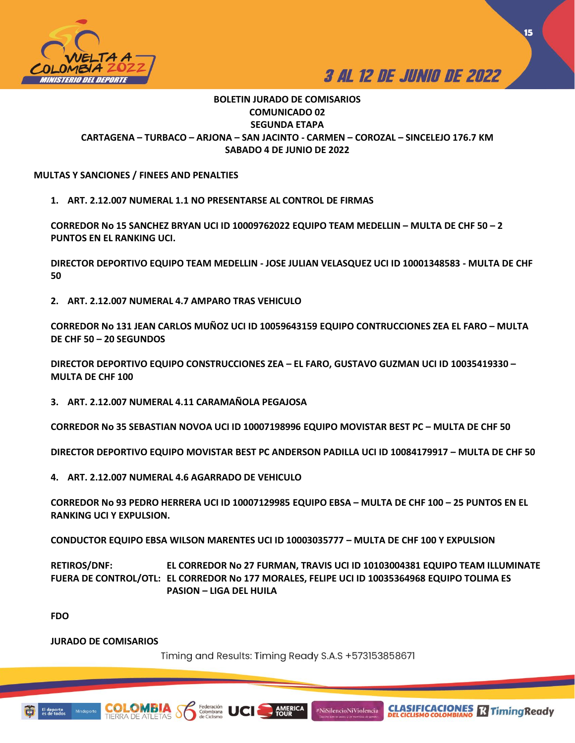**BOLETIN JURADO DE COMISARIOS**
**COMUNICADO 02**
**SEGUNDA ETAPA**
**CARTAGENA – TURBACO – ARJONA – SAN JACINTO - CARMEN – COROZAL – SINCELEJO 176.7 KM**
**SABADO 4 DE JUNIO DE 2022**

**MULTAS Y SANCIONES / FINEES AND PENALTIES**

1. **ART. 2.12.007 NUMERAL 1.1 NO PRESENTARSE AL CONTROL DE FIRMAS**

**CORREDOR No 15 SANCHEZ BRYAN UCI ID 10009762022 EQUIPO TEAM MEDELLIN – MULTA DE CHF 50 – 2 PUNTOS EN EL RANKING UCI.**

**DIRECTOR DEPORTIVO EQUIPO TEAM MEDELLIN - JOSE JULIAN VELASQUEZ UCI ID 10001348583 - MULTA DE CHF 50**

2. **ART. 2.12.007 NUMERAL 4.7 AMPARO TRAS VEHICULO**

**CORREDOR No 131 JEAN CARLOS MUÑOZ UCI ID 10059643159 EQUIPO CONTRUCCIONES ZEA EL FARO – MULTA DE CHF 50 – 20 SEGUNDOS**

**DIRECTOR DEPORTIVO EQUIPO CONSTRUCCIONES ZEA – EL FARO, GUSTAVO GUZMAN UCI ID 10035419330 – MULTA DE CHF 100**

3. **ART. 2.12.007 NUMERAL 4.11 CARAMAÑOLA PEGAJOSA**

**CORREDOR No 35 SEBASTIAN NOVOA UCI ID 10007198996 EQUIPO MOVISTAR BEST PC – MULTA DE CHF 50**

**DIRECTOR DEPORTIVO EQUIPO MOVISTAR BEST PC ANDERSON PADILLA UCI ID 10084179917 – MULTA DE CHF 50**

4. **ART. 2.12.007 NUMERAL 4.6 AGARRADO DE VEHICULO**

**CORREDOR No 93 PEDRO HERRERA UCI ID 10007129985 EQUIPO EBSA – MULTA DE CHF 100 – 25 PUNTOS EN EL RANKING UCI Y EXPULSION.**

**CONDUCTOR EQUIPO EBSA WILSON MARENTES UCI ID 10003035777 – MULTA DE CHF 100 Y EXPULSION**

**RETIROS/DNF:** **EL CORREDOR No 27 FURMAN, TRAVIS UCI ID 10103004381 EQUIPO TEAM ILLUMINATE**
**FUERA DE CONTROL/OTL:** **EL CORREDOR No 177 MORALES, FELIPE UCI ID 10035364968 EQUIPO TOLIMA ES PASION – LIGA DEL HUILA**

**FDO**

**JURADO DE COMISARIOS**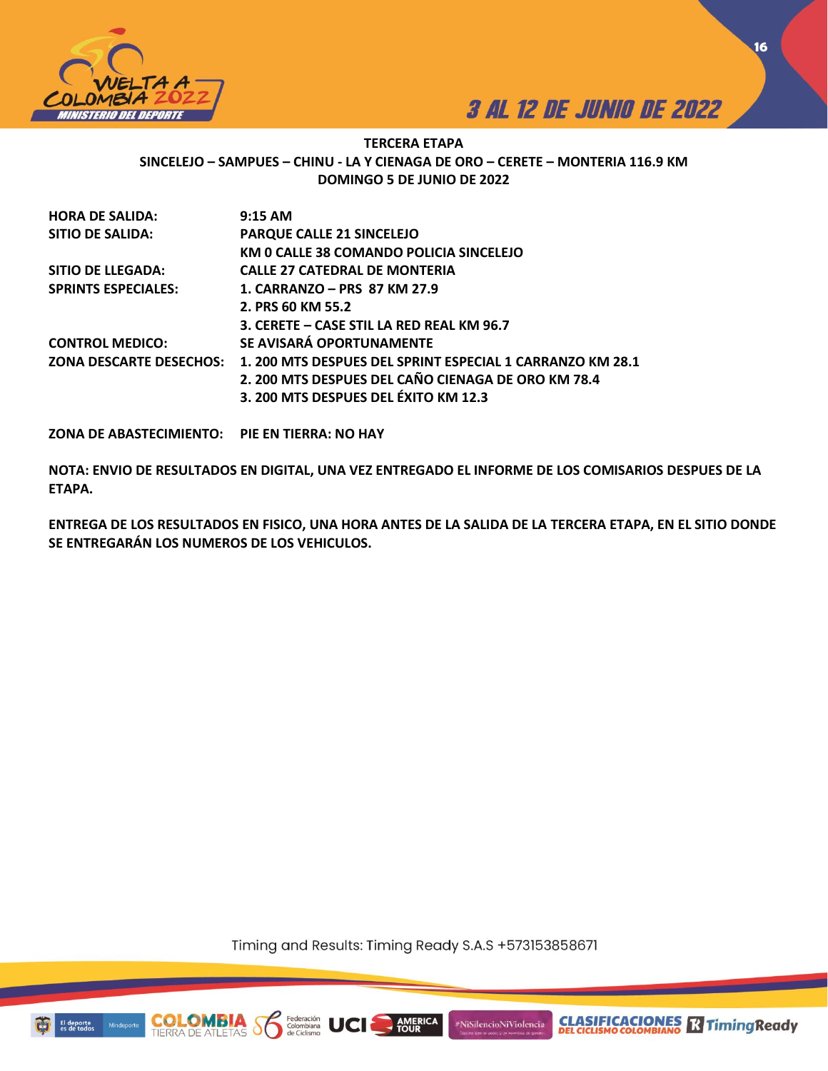## TERCERA ETAPA

**SINCELEJO – SAMPUES – CHINU - LA Y CIENAGA DE ORO – CERETE – MONTERIA 116.9 KM**

**DOMINGO 5 DE JUNIO DE 2022**

| | |
|---|---|
| **HORA DE SALIDA:** | **9:15 AM** |
| **SITIO DE SALIDA:** | **PARQUE CALLE 21 SINCELEJO** |
| | **KM 0 CALLE 38 COMANDO POLICIA SINCELEJO** |
| **SITIO DE LLEGADA:** | **CALLE 27 CATEDRAL DE MONTERIA** |
| **SPRINTS ESPECIALES:** | **1. CARRANZO – PRS 87 KM 27.9** |
| | **2. PRS 60 KM 55.2** |
| | **3. CERETE – CASE STIL LA RED REAL KM 96.7** |
| **CONTROL MEDICO:** | **SE AVISARÁ OPORTUNAMENTE** |
| **ZONA DESCARTE DESECHOS:** | **1. 200 MTS DESPUES DEL SPRINT ESPECIAL 1 CARRANZO KM 28.1** |
| | **2. 200 MTS DESPUES DEL CAÑO CIENAGA DE ORO KM 78.4** |
| | **3. 200 MTS DESPUES DEL ÉXITO KM 12.3** |
| **ZONA DE ABASTECIMIENTO:** | **PIE EN TIERRA: NO HAY** |

**NOTA: ENVIO DE RESULTADOS EN DIGITAL, UNA VEZ ENTREGADO EL INFORME DE LOS COMISARIOS DESPUES DE LA ETAPA.**

**ENTREGA DE LOS RESULTADOS EN FISICO, UNA HORA ANTES DE LA SALIDA DE LA TERCERA ETAPA, EN EL SITIO DONDE SE ENTREGARÁN LOS NUMEROS DE LOS VEHICULOS.**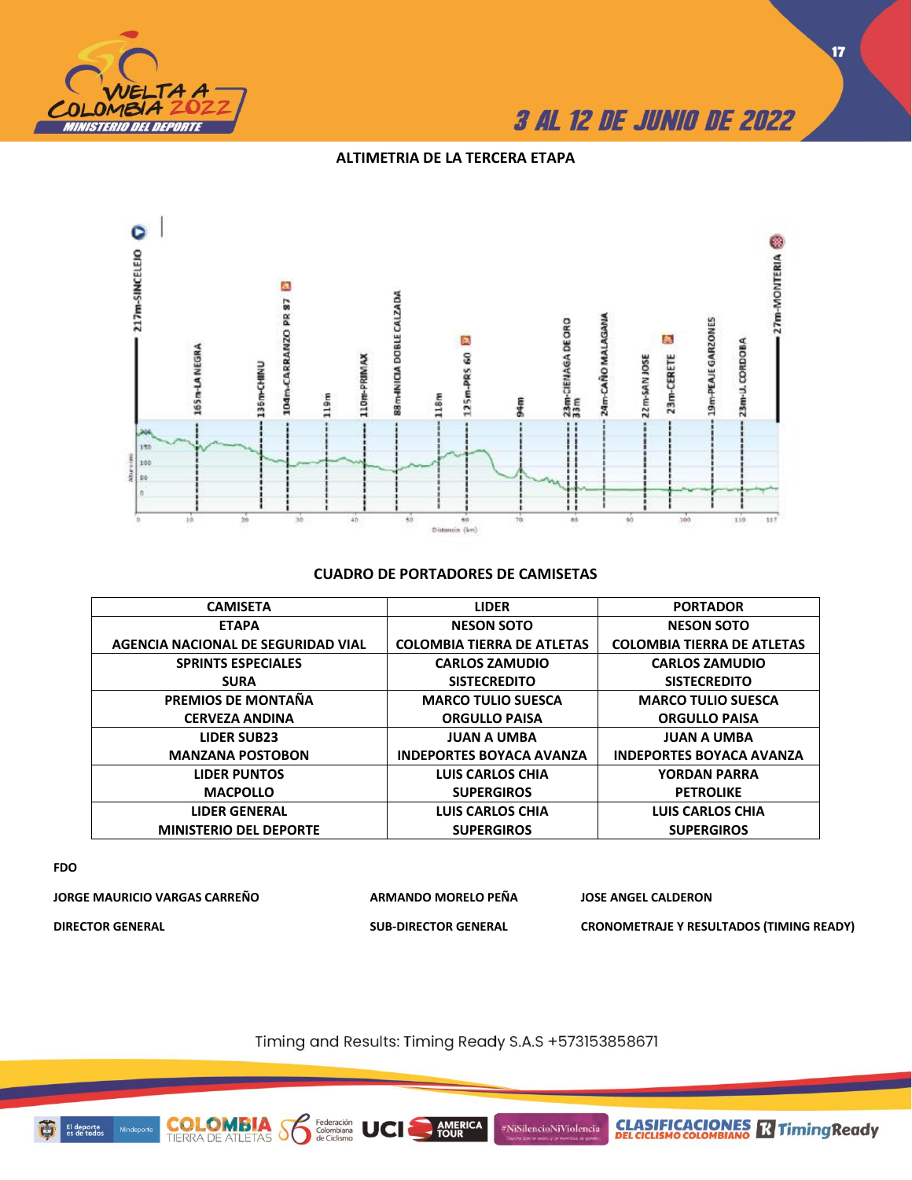## ALTIMETRIA DE LA TERCERA ETAPA

217m-SINCELEJO, 165m-LA NEGRA, 136m-CHINU, 104m-CARRANZO PR 87, 119m, 110m-PRIMAX, 88m-INICIA DOBLE CALZADA, 118m, 125m-PRS 60, 94m, 23m-CIENAGA DE ORO, 33m, 24m-CAÑO MALAGANA, 22m-SAN JOSE, 23m-CERETE, 19m-PEAJE GARZONES, 23m-U. CORDOBA, 27m-MONTERIA

## CUADRO DE PORTADORES DE CAMISETAS

| CAMISETA | LIDER | PORTADOR |
|---|---|---|
| ETAPA<br>AGENCIA NACIONAL DE SEGURIDAD VIAL | NESON SOTO<br>COLOMBIA TIERRA DE ATLETAS | NESON SOTO<br>COLOMBIA TIERRA DE ATLETAS |
| SPRINTS ESPECIALES<br>SURA | CARLOS ZAMUDIO<br>SISTECREDITO | CARLOS ZAMUDIO<br>SISTECREDITO |
| PREMIOS DE MONTAÑA<br>CERVEZA ANDINA | MARCO TULIO SUESCA<br>ORGULLO PAISA | MARCO TULIO SUESCA<br>ORGULLO PAISA |
| LIDER SUB23<br>MANZANA POSTOBON | JUAN A UMBA<br>INDEPORTES BOYACA AVANZA | JUAN A UMBA<br>INDEPORTES BOYACA AVANZA |
| LIDER PUNTOS<br>MACPOLLO | LUIS CARLOS CHIA<br>SUPERGIROS | YORDAN PARRA<br>PETROLIKE |
| LIDER GENERAL<br>MINISTERIO DEL DEPORTE | LUIS CARLOS CHIA<br>SUPERGIROS | LUIS CARLOS CHIA<br>SUPERGIROS |

**FDO**

| JORGE MAURICIO VARGAS CARREÑO | ARMANDO MORELO PEÑA | JOSE ANGEL CALDERON |
|---|---|---|
| DIRECTOR GENERAL | SUB-DIRECTOR GENERAL | CRONOMETRAJE Y RESULTADOS (TIMING READY) |

Timing and Results: Timing Ready S.A.S +573153858671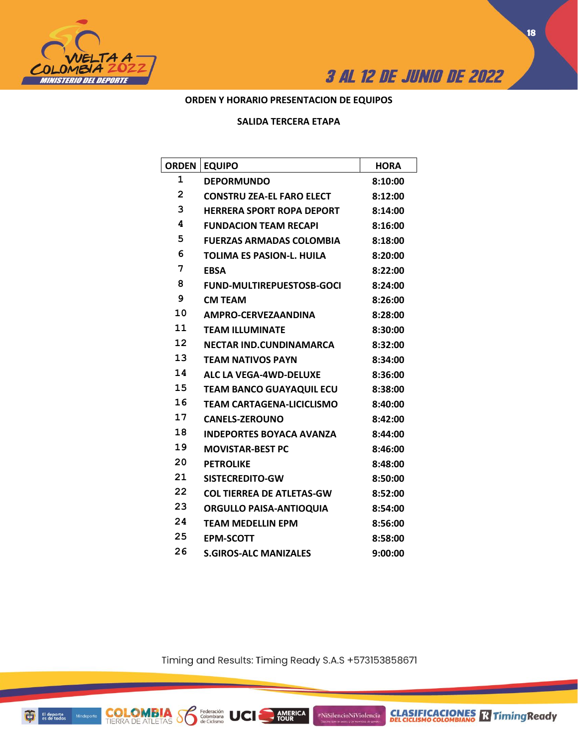**ORDEN Y HORARIO PRESENTACION DE EQUIPOS**

**SALIDA TERCERA ETAPA**

| ORDEN | EQUIPO | HORA |
|---|---|---|
| 1 | DEPORMUNDO | 8:10:00 |
| 2 | CONSTRU ZEA-EL FARO ELECT | 8:12:00 |
| 3 | HERRERA SPORT ROPA DEPORT | 8:14:00 |
| 4 | FUNDACION TEAM RECAPI | 8:16:00 |
| 5 | FUERZAS ARMADAS COLOMBIA | 8:18:00 |
| 6 | TOLIMA ES PASION-L. HUILA | 8:20:00 |
| 7 | EBSA | 8:22:00 |
| 8 | FUND-MULTIREPUESTOSB-GOCI | 8:24:00 |
| 9 | CM TEAM | 8:26:00 |
| 10 | AMPRO-CERVEZAANDINA | 8:28:00 |
| 11 | TEAM ILLUMINATE | 8:30:00 |
| 12 | NECTAR IND.CUNDINAMARCA | 8:32:00 |
| 13 | TEAM NATIVOS PAYN | 8:34:00 |
| 14 | ALC LA VEGA-4WD-DELUXE | 8:36:00 |
| 15 | TEAM BANCO GUAYAQUIL ECU | 8:38:00 |
| 16 | TEAM CARTAGENA-LICICLISMO | 8:40:00 |
| 17 | CANELS-ZEROUNO | 8:42:00 |
| 18 | INDEPORTES BOYACA AVANZA | 8:44:00 |
| 19 | MOVISTAR-BEST PC | 8:46:00 |
| 20 | PETROLIKE | 8:48:00 |
| 21 | SISTECREDITO-GW | 8:50:00 |
| 22 | COL TIERREA DE ATLETAS-GW | 8:52:00 |
| 23 | ORGULLO PAISA-ANTIOQUIA | 8:54:00 |
| 24 | TEAM MEDELLIN EPM | 8:56:00 |
| 25 | EPM-SCOTT | 8:58:00 |
| 26 | S.GIROS-ALC MANIZALES | 9:00:00 |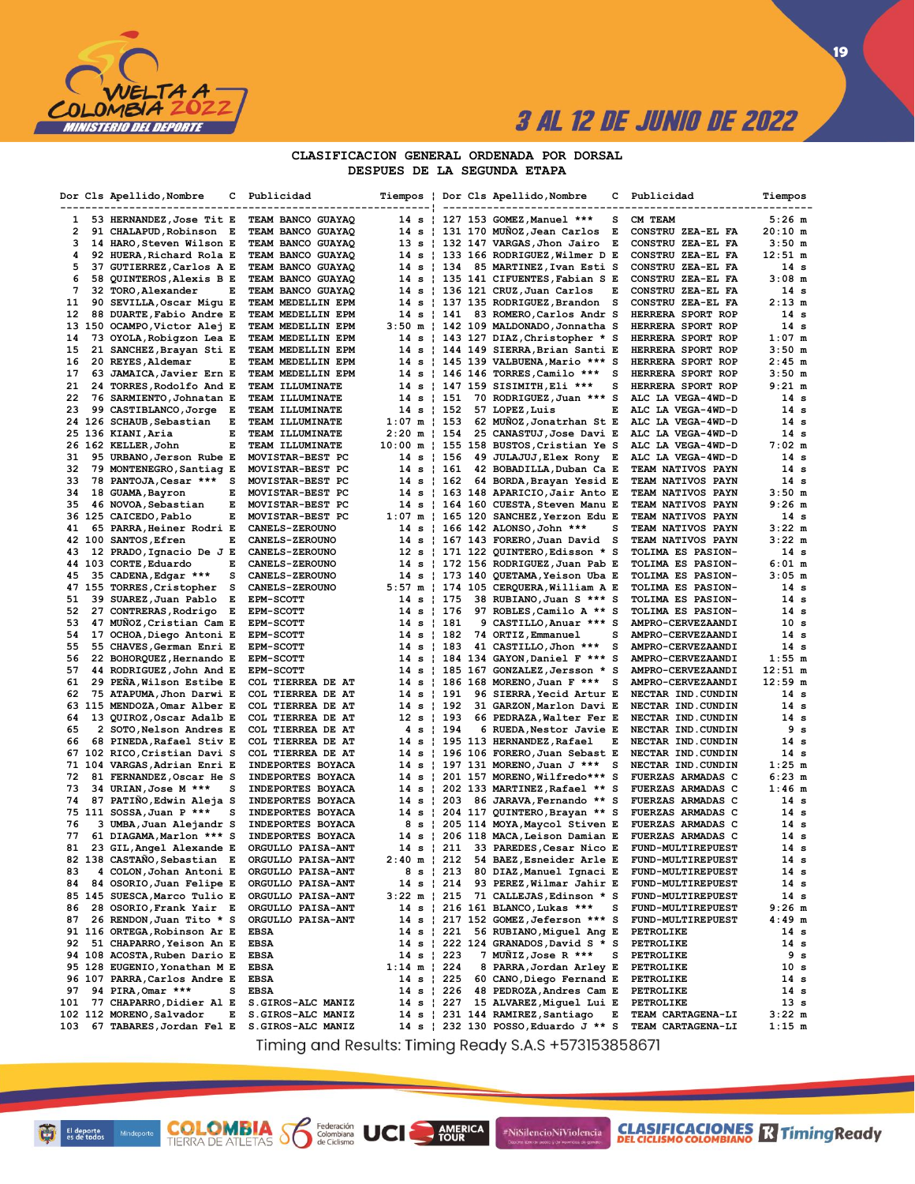# CLASIFICACION GENERAL ORDENADA POR DORSAL
## DESPUES DE LA SEGUNDA ETAPA

| Dor | Cls | Apellido,Nombre | C | Publicidad | Tiempos |
|---|---|---|---|---|---|
| 1 | 53 | HERNANDEZ,Jose Tit | E | TEAM BANCO GUAYAQ | 14 s |
| 2 | 91 | CHALAPUD,Robinson | E | TEAM BANCO GUAYAQ | 14 s |
| 3 | 14 | HARO,Steven Wilson | E | TEAM BANCO GUAYAQ | 13 s |
| 4 | 92 | HUERA,Richard Rola | E | TEAM BANCO GUAYAQ | 14 s |
| 5 | 37 | GUTIERREZ,Carlos A | E | TEAM BANCO GUAYAQ | 14 s |
| 6 | 58 | QUINTEROS,Alexis B | E | TEAM BANCO GUAYAQ | 14 s |
| 7 | 32 | TORO,Alexander | E | TEAM BANCO GUAYAQ | 14 s |
| 11 | 90 | SEVILLA,Oscar Migu | E | TEAM MEDELLIN EPM | 14 s |
| 12 | 88 | DUARTE,Fabio Andre | E | TEAM MEDELLIN EPM | 14 s |
| 13 | 150 | OCAMPO,Victor Alej | E | TEAM MEDELLIN EPM | 3:50 m |
| 14 | 73 | OYOLA,Robigzon Lea | E | TEAM MEDELLIN EPM | 14 s |
| 15 | 21 | SANCHEZ,Brayan Sti | E | TEAM MEDELLIN EPM | 14 s |
| 16 | 20 | REYES,Aldemar | E | TEAM MEDELLIN EPM | 14 s |
| 17 | 63 | JAMAICA,Javier Ern | E | TEAM MEDELLIN EPM | 14 s |
| 21 | 24 | TORRES,Rodolfo And | E | TEAM ILLUMINATE | 14 s |
| 22 | 76 | SARMIENTO,Johnatan | E | TEAM ILLUMINATE | 14 s |
| 23 | 99 | CASTIBLANCO,Jorge | E | TEAM ILLUMINATE | 14 s |
| 24 | 126 | SCHAUB,Sebastian | E | TEAM ILLUMINATE | 1:07 m |
| 25 | 136 | KIANI,Aria | E | TEAM ILLUMINATE | 2:20 m |
| 26 | 162 | KELLER,John | E | TEAM ILLUMINATE | 10:00 m |
| 31 | 95 | URBANO,Jerson Rube | E | MOVISTAR-BEST PC | 14 s |
| 32 | 79 | MONTENEGRO,Santiag | E | MOVISTAR-BEST PC | 14 s |
| 33 | 78 | PANTOJA,Cesar *** | S | MOVISTAR-BEST PC | 14 s |
| 34 | 18 | GUAMA,Bayron | E | MOVISTAR-BEST PC | 14 s |
| 35 | 46 | NOVOA,Sebastian | E | MOVISTAR-BEST PC | 14 s |
| 36 | 125 | CAICEDO,Pablo | E | MOVISTAR-BEST PC | 1:07 m |
| 41 | 65 | PARRA,Heiner Rodri | E | CANELS-ZEROUNO | 14 s |
| 42 | 100 | SANTOS,Efren | E | CANELS-ZEROUNO | 14 s |
| 43 | 12 | PRADO,Ignacio De J | E | CANELS-ZEROUNO | 12 s |
| 44 | 103 | CORTE,Eduardo | E | CANELS-ZEROUNO | 14 s |
| 45 | 35 | CADENA,Edgar *** | S | CANELS-ZEROUNO | 14 s |
| 47 | 155 | TORRES,Cristopher | S | CANELS-ZEROUNO | 5:57 m |
| 51 | 39 | SUAREZ,Juan Pablo | E | EPM-SCOTT | 14 s |
| 52 | 27 | CONTRERAS,Rodrigo | E | EPM-SCOTT | 14 s |
| 53 | 47 | MUÑOZ,Cristian Cam | E | EPM-SCOTT | 14 s |
| 54 | 17 | OCHOA,Diego Antoni | E | EPM-SCOTT | 14 s |
| 55 | 55 | CHAVES,German Enri | E | EPM-SCOTT | 14 s |
| 56 | 22 | BOHORQUEZ,Hernando | E | EPM-SCOTT | 14 s |
| 57 | 44 | RODRIGUEZ,John And | E | EPM-SCOTT | 14 s |
| 61 | 29 | PEÑA,Wilson Estibe | E | COL TIERREA DE AT | 14 s |
| 62 | 75 | ATAPUMA,Jhon Darwi | E | COL TIERREA DE AT | 14 s |
| 63 | 115 | MENDOZA,Omar Alber | E | COL TIERREA DE AT | 14 s |
| 64 | 13 | QUIROZ,Oscar Adalb | E | COL TIERREA DE AT | 12 s |
| 65 | 2 | SOTO,Nelson Andres | E | COL TIERREA DE AT | 4 s |
| 66 | 68 | PINEDA,Rafael Stiv | E | COL TIERREA DE AT | 14 s |
| 67 | 102 | RICO,Cristian Davi | S | COL TIERREA DE AT | 14 s |
| 71 | 104 | VARGAS,Adrian Enri | E | INDEPORTES BOYACA | 14 s |
| 72 | 81 | FERNANDEZ,Oscar He | S | INDEPORTES BOYACA | 14 s |
| 73 | 34 | URIAN,Jose M *** | S | INDEPORTES BOYACA | 14 s |
| 74 | 87 | PATIÑO,Edwin Aleja | S | INDEPORTES BOYACA | 14 s |
| 75 | 111 | SOSSA,Juan P *** | S | INDEPORTES BOYACA | 14 s |
| 76 | 3 | UMBA,Juan Alejandr | S | INDEPORTES BOYACA | 8 s |
| 77 | 61 | DIAGAMA,Marlon *** | S | INDEPORTES BOYACA | 14 s |
| 81 | 23 | GIL,Angel Alexande | E | ORGULLO PAISA-ANT | 14 s |
| 82 | 138 | CASTAÑO,Sebastian | E | ORGULLO PAISA-ANT | 2:40 m |
| 83 | 4 | COLON,Johan Antoni | E | ORGULLO PAISA-ANT | 8 s |
| 84 | 84 | OSORIO,Juan Felipe | E | ORGULLO PAISA-ANT | 14 s |
| 85 | 145 | SUESCA,Marco Tulio | E | ORGULLO PAISA-ANT | 3:22 m |
| 86 | 28 | OSORIO,Frank Yair | E | ORGULLO PAISA-ANT | 14 s |
| 87 | 26 | RENDON,Juan Tito * | S | ORGULLO PAISA-ANT | 14 s |
| 91 | 116 | ORTEGA,Robinson Ar | E | EBSA | 14 s |
| 92 | 51 | CHAPARRO,Yeison An | E | EBSA | 14 s |
| 94 | 108 | ACOSTA,Ruben Dario | E | EBSA | 14 s |
| 95 | 128 | EUGENIO,Yonathan M | E | EBSA | 1:14 m |
| 96 | 107 | PARRA,Carlos Andre | E | EBSA | 14 s |
| 97 | 94 | PIRA,Omar *** | S | EBSA | 14 s |
| 101 | 77 | CHAPARRO,Didier Al | E | S.GIROS-ALC MANIZ | 14 s |
| 102 | 112 | MORENO,Salvador | E | S.GIROS-ALC MANIZ | 14 s |
| 103 | 67 | TABARES,Jordan Fel | E | S.GIROS-ALC MANIZ | 14 s |
| 127 | 153 | GOMEZ,Manuel *** | S | CM TEAM | 5:26 m |
| 131 | 170 | MUÑOZ,Jean Carlos | E | CONSTRU ZEA-EL FA | 20:10 m |
| 132 | 147 | VARGAS,Jhon Jairo | E | CONSTRU ZEA-EL FA | 3:50 m |
| 133 | 166 | RODRIGUEZ,Wilmer D | E | CONSTRU ZEA-EL FA | 12:51 m |
| 134 | 85 | MARTINEZ,Ivan Esti | S | CONSTRU ZEA-EL FA | 14 s |
| 135 | 141 | CIFUENTES,Fabian S | E | CONSTRU ZEA-EL FA | 3:08 m |
| 136 | 121 | CRUZ,Juan Carlos | E | CONSTRU ZEA-EL FA | 14 s |
| 137 | 135 | RODRIGUEZ,Brandon | S | CONSTRU ZEA-EL FA | 2:13 m |
| 141 | 83 | ROMERO,Carlos Andr | S | HERRERA SPORT ROP | 14 s |
| 142 | 109 | MALDONADO,Jonnatha | S | HERRERA SPORT ROP | 14 s |
| 143 | 127 | DIAZ,Christopher * | S | HERRERA SPORT ROP | 1:07 m |
| 144 | 149 | SIERRA,Brian Santi | E | HERRERA SPORT ROP | 3:50 m |
| 145 | 139 | VALBUENA,Mario *** | S | HERRERA SPORT ROP | 2:45 m |
| 146 | 146 | TORRES,Camilo *** | S | HERRERA SPORT ROP | 3:50 m |
| 147 | 159 | SISIMITH,Eli *** | S | HERRERA SPORT ROP | 9:21 m |
| 151 | 70 | RODRIGUEZ,Juan *** | S | ALC LA VEGA-4WD-D | 14 s |
| 152 | 57 | LOPEZ,Luis | E | ALC LA VEGA-4WD-D | 14 s |
| 153 | 62 | MUÑOZ,Jonatrhan St | E | ALC LA VEGA-4WD-D | 14 s |
| 154 | 25 | CANASTUJ,Jose Davi | E | ALC LA VEGA-4WD-D | 14 s |
| 155 | 158 | BUSTOS,Cristian Ye | S | ALC LA VEGA-4WD-D | 7:02 m |
| 156 | 49 | JULAJUJ,Elex Rony | E | ALC LA VEGA-4WD-D | 14 s |
| 161 | 42 | BOBADILLA,Duban Ca | E | TEAM NATIVOS PAYN | 14 s |
| 162 | 64 | BORDA,Brayan Yesid | E | TEAM NATIVOS PAYN | 14 s |
| 163 | 148 | APARICIO,Jair Anto | E | TEAM NATIVOS PAYN | 3:50 m |
| 164 | 160 | CUESTA,Steven Manu | E | TEAM NATIVOS PAYN | 9:26 m |
| 165 | 120 | SANCHEZ,Yerzon Edu | E | TEAM NATIVOS PAYN | 14 s |
| 166 | 142 | ALONSO,John *** | S | TEAM NATIVOS PAYN | 3:22 m |
| 167 | 143 | FORERO,Juan David | S | TEAM NATIVOS PAYN | 3:22 m |
| 171 | 122 | QUINTERO,Edisson * | S | TOLIMA ES PASION- | 14 s |
| 172 | 156 | RODRIGUEZ,Juan Pab | E | TOLIMA ES PASION- | 6:01 m |
| 173 | 140 | QUETAMA,Yeison Uba | E | TOLIMA ES PASION- | 3:05 m |
| 174 | 105 | CERQUERA,William A | E | TOLIMA ES PASION- | 14 s |
| 175 | 38 | RUBIANO,Juan S *** | S | TOLIMA ES PASION- | 14 s |
| 176 | 97 | ROBLES,Camilo A ** | S | TOLIMA ES PASION- | 14 s |
| 181 | 9 | CASTILLO,Anuar *** | S | AMPRO-CERVEZAANDI | 10 s |
| 182 | 74 | ORTIZ,Emmanuel | S | AMPRO-CERVEZAANDI | 14 s |
| 183 | 41 | CASTILLO,Jhon *** | S | AMPRO-CERVEZAANDI | 14 s |
| 184 | 134 | GAYON,Daniel F *** | S | AMPRO-CERVEZAANDI | 1:55 m |
| 185 | 167 | GONZALEZ,Jersson * | S | AMPRO-CERVEZAANDI | 12:51 m |
| 186 | 168 | MORENO,Juan F *** | S | AMPRO-CERVEZAANDI | 12:59 m |
| 191 | 96 | SIERRA,Yecid Artur | E | NECTAR IND.CUNDIN | 14 s |
| 192 | 31 | GARZON,Marlon Davi | E | NECTAR IND.CUNDIN | 14 s |
| 193 | 66 | PEDRAZA,Walter Fer | E | NECTAR IND.CUNDIN | 14 s |
| 194 | 6 | RUEDA,Nestor Javie | E | NECTAR IND.CUNDIN | 9 s |
| 195 | 113 | HERNANDEZ,Rafael | E | NECTAR IND.CUNDIN | 14 s |
| 196 | 106 | FORERO,Juan Sebast | E | NECTAR IND.CUNDIN | 14 s |
| 197 | 131 | MORENO,Juan J *** | S | NECTAR IND.CUNDIN | 1:25 m |
| 201 | 157 | MORENO,Wilfredo*** | S | FUERZAS ARMADAS C | 6:23 m |
| 202 | 133 | MARTINEZ,Rafael ** | S | FUERZAS ARMADAS C | 1:46 m |
| 203 | 86 | JARAVA,Fernando ** | S | FUERZAS ARMADAS C | 14 s |
| 204 | 117 | QUINTERO,Brayan ** | S | FUERZAS ARMADAS C | 14 s |
| 205 | 114 | MOYA,Maycol Stiven | E | FUERZAS ARMADAS C | 14 s |
| 206 | 118 | MACA,Leison Damian | E | FUERZAS ARMADAS C | 14 s |
| 211 | 33 | PAREDES,Cesar Nico | E | FUND-MULTIREPUEST | 14 s |
| 212 | 54 | BAEZ,Esneider Arle | E | FUND-MULTIREPUEST | 14 s |
| 213 | 80 | DIAZ,Manuel Ignaci | E | FUND-MULTIREPUEST | 14 s |
| 214 | 93 | PEREZ,Wilmar Jahir | E | FUND-MULTIREPUEST | 14 s |
| 215 | 71 | CALLEJAS,Edinson * | S | FUND-MULTIREPUEST | 14 s |
| 216 | 161 | BLANCO,Lukas *** | S | FUND-MULTIREPUEST | 9:26 m |
| 217 | 152 | GOMEZ,Jeferson *** | S | FUND-MULTIREPUEST | 4:49 m |
| 221 | 56 | RUBIANO,Miguel Ang | E | PETROLIKE | 14 s |
| 222 | 124 | GRANADOS,David S * | S | PETROLIKE | 14 s |
| 223 | 7 | MUÑIZ,Jose R *** | S | PETROLIKE | 9 s |
| 224 | 8 | PARRA,Jordan Arley | E | PETROLIKE | 10 s |
| 225 | 60 | CANO,Diego Fernand | E | PETROLIKE | 14 s |
| 226 | 48 | PEDROZA,Andres Cam | E | PETROLIKE | 14 s |
| 227 | 15 | ALVAREZ,Miguel Lui | E | PETROLIKE | 13 s |
| 231 | 144 | RAMIREZ,Santiago | E | TEAM CARTAGENA-LI | 3:22 m |
| 232 | 130 | POSSO,Eduardo J ** | S | TEAM CARTAGENA-LI | 1:15 m |

Timing and Results: Timing Ready S.A.S +573153858671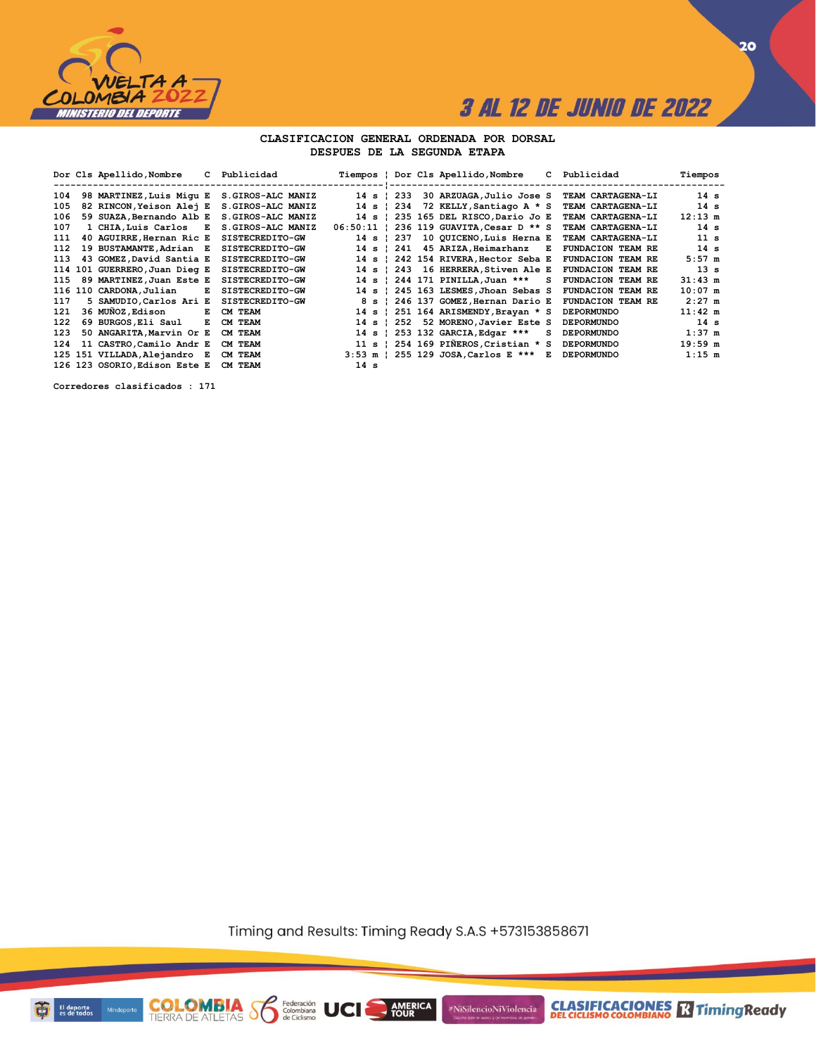## CLASIFICACION GENERAL ORDENADA POR DORSAL
## DESPUES DE LA SEGUNDA ETAPA

| Dor | Cls | Apellido,Nombre | C | Publicidad | Tiempos | Dor | Cls | Apellido,Nombre | C | Publicidad | Tiempos |
|---|---|---|---|---|---|---|---|---|---|---|---|
| 104 | 98 | MARTINEZ,Luis Migu | E | S.GIROS-ALC MANIZ | 14 s | 233 | 30 | ARZUAGA,Julio Jose | S | TEAM CARTAGENA-LI | 14 s |
| 105 | 82 | RINCON,Yeison Alej | E | S.GIROS-ALC MANIZ | 14 s | 234 | 72 | KELLY,Santiago A * | S | TEAM CARTAGENA-LI | 14 s |
| 106 | 59 | SUAZA,Bernardo Alb | E | S.GIROS-ALC MANIZ | 14 s | 235 | 165 | DEL RISCO,Dario Jo | E | TEAM CARTAGENA-LI | 12:13 m |
| 107 | 1 | CHIA,Luis Carlos | E | S.GIROS-ALC MANIZ | 06:50:11 | 236 | 119 | GUAVITA,Cesar D ** | S | TEAM CARTAGENA-LI | 14 s |
| 111 | 40 | AGUIRRE,Hernan Ric | E | SISTECREDITO-GW | 14 s | 237 | 10 | QUICENO,Luis Herna | E | TEAM CARTAGENA-LI | 11 s |
| 112 | 19 | BUSTAMANTE,Adrian | E | SISTECREDITO-GW | 14 s | 241 | 45 | ARIZA,Heimarhanz | E | FUNDACION TEAM RE | 14 s |
| 113 | 43 | GOMEZ,David Santia | E | SISTECREDITO-GW | 14 s | 242 | 154 | RIVERA,Hector Seba | E | FUNDACION TEAM RE | 5:57 m |
| 114 | 101 | GUERRERO,Juan Dieg | E | SISTECREDITO-GW | 14 s | 243 | 16 | HERRERA,Stiven Ale | E | FUNDACION TEAM RE | 13 s |
| 115 | 89 | MARTINEZ,Juan Este | E | SISTECREDITO-GW | 14 s | 244 | 171 | PINILLA,Juan *** | S | FUNDACION TEAM RE | 31:43 m |
| 116 | 110 | CARDONA,Julian | E | SISTECREDITO-GW | 14 s | 245 | 163 | LESMES,Jhoan Sebas | S | FUNDACION TEAM RE | 10:07 m |
| 117 | 5 | SAMUDIO,Carlos Ari | E | SISTECREDITO-GW | 8 s | 246 | 137 | GOMEZ,Hernan Dario | E | FUNDACION TEAM RE | 2:27 m |
| 121 | 36 | MUÑOZ,Edison | E | CM TEAM | 14 s | 251 | 164 | ARISMENDY,Brayan * | S | DEPORMUNDO | 11:42 m |
| 122 | 69 | BURGOS,Eli Saul | E | CM TEAM | 14 s | 252 | 52 | MORENO,Javier Este | S | DEPORMUNDO | 14 s |
| 123 | 50 | ANGARITA,Marvin Or | E | CM TEAM | 14 s | 253 | 132 | GARCIA,Edgar *** | S | DEPORMUNDO | 1:37 m |
| 124 | 11 | CASTRO,Camilo Andr | E | CM TEAM | 11 s | 254 | 169 | PIÑEROS,Cristian * | S | DEPORMUNDO | 19:59 m |
| 125 | 151 | VILLADA,Alejandro | E | CM TEAM | 3:53 m | 255 | 129 | JOSA,Carlos E *** | E | DEPORMUNDO | 1:15 m |
| 126 | 123 | OSORIO,Edison Este | E | CM TEAM | 14 s | | | | | | |

Corredores clasificados : 171

Timing and Results: Timing Ready S.A.S +573153858671